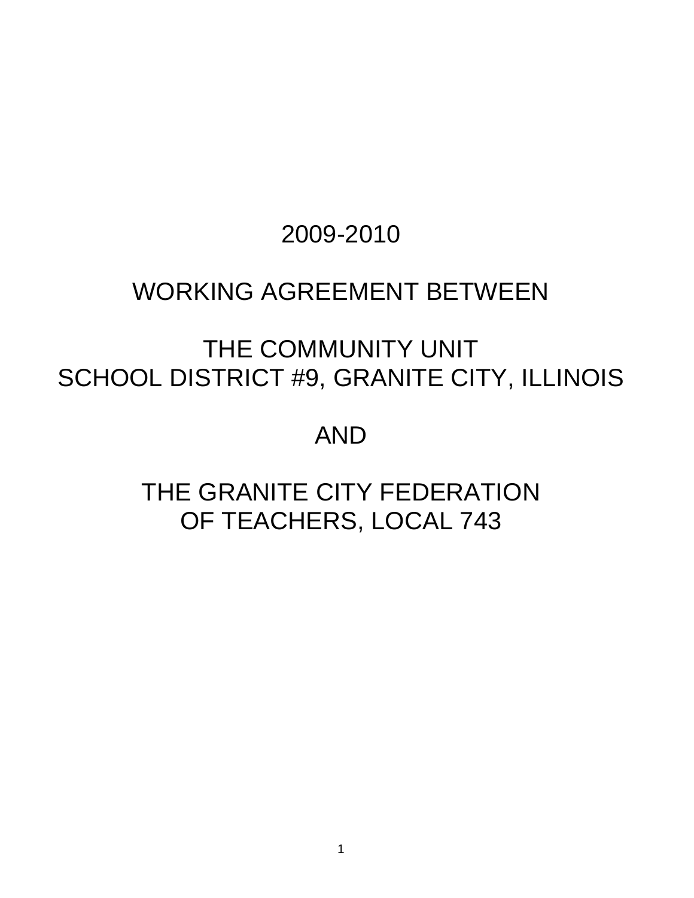# 2009-2010

# WORKING AGREEMENT BETWEEN

# THE COMMUNITY UNIT SCHOOL DISTRICT #9, GRANITE CITY, ILLINOIS

# AND

# THE GRANITE CITY FEDERATION OF TEACHERS, LOCAL 743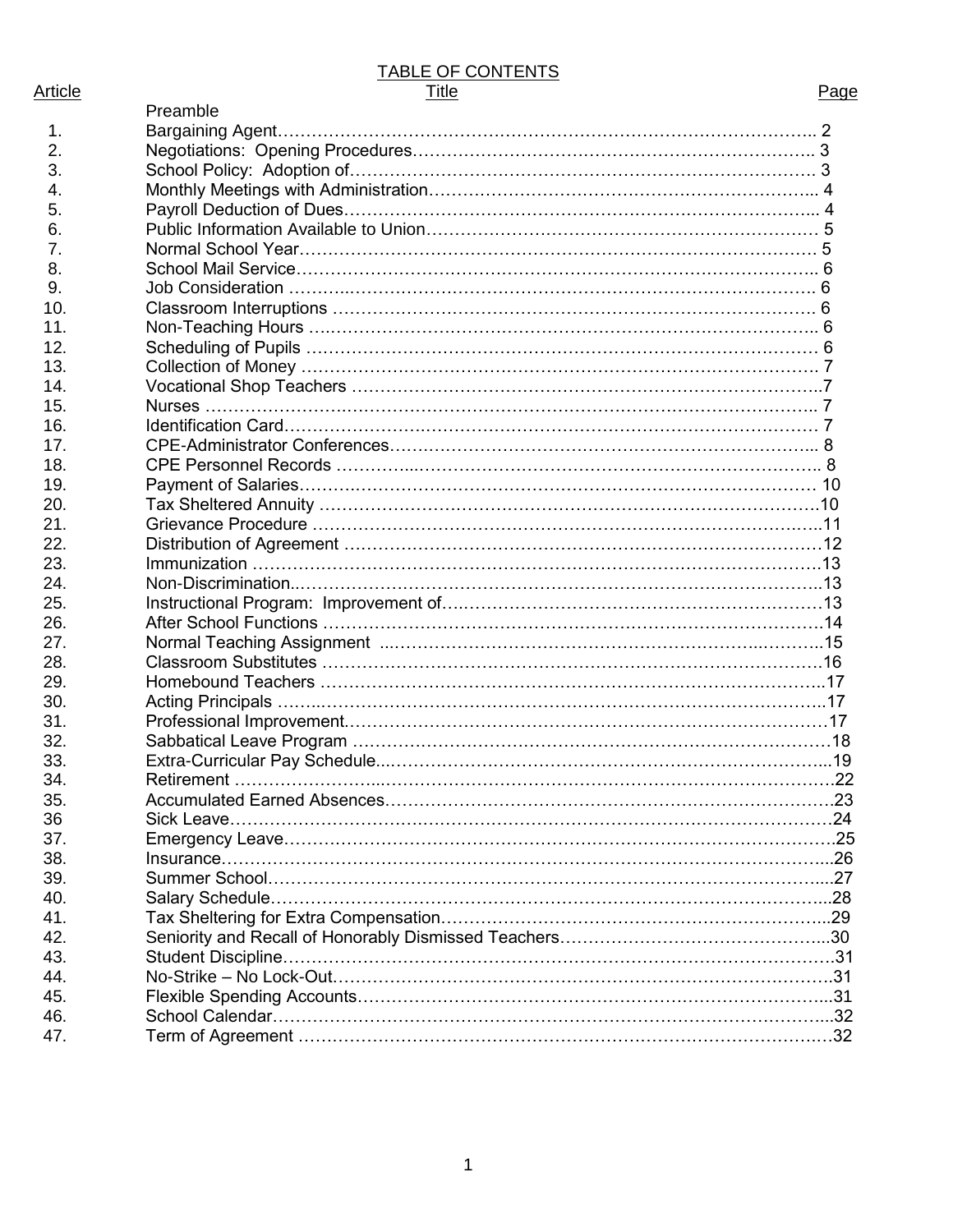# TABLE OF CONTENTS

| Article | Title | Page |
|---|---|---|
| | Preamble | |
| 1. | Bargaining Agent | 2 |
| 2. | Negotiations: Opening Procedures | 3 |
| 3. | School Policy: Adoption of | 3 |
| 4. | Monthly Meetings with Administration | 4 |
| 5. | Payroll Deduction of Dues | 4 |
| 6. | Public Information Available to Union | 5 |
| 7. | Normal School Year | 5 |
| 8. | School Mail Service | 6 |
| 9. | Job Consideration | 6 |
| 10. | Classroom Interruptions | 6 |
| 11. | Non-Teaching Hours | 6 |
| 12. | Scheduling of Pupils | 6 |
| 13. | Collection of Money | 7 |
| 14. | Vocational Shop Teachers | 7 |
| 15. | Nurses | 7 |
| 16. | Identification Card | 7 |
| 17. | CPE-Administrator Conferences | 8 |
| 18. | CPE Personnel Records | 8 |
| 19. | Payment of Salaries | 10 |
| 20. | Tax Sheltered Annuity | 10 |
| 21. | Grievance Procedure | 11 |
| 22. | Distribution of Agreement | 12 |
| 23. | Immunization | 13 |
| 24. | Non-Discrimination | 13 |
| 25. | Instructional Program: Improvement of | 13 |
| 26. | After School Functions | 14 |
| 27. | Normal Teaching Assignment | 15 |
| 28. | Classroom Substitutes | 16 |
| 29. | Homebound Teachers | 17 |
| 30. | Acting Principals | 17 |
| 31. | Professional Improvement | 17 |
| 32. | Sabbatical Leave Program | 18 |
| 33. | Extra-Curricular Pay Schedule | 19 |
| 34. | Retirement | 22 |
| 35. | Accumulated Earned Absences | 23 |
| 36 | Sick Leave | 24 |
| 37. | Emergency Leave | 25 |
| 38. | Insurance | 26 |
| 39. | Summer School | 27 |
| 40. | Salary Schedule | 28 |
| 41. | Tax Sheltering for Extra Compensation | 29 |
| 42. | Seniority and Recall of Honorably Dismissed Teachers | 30 |
| 43. | Student Discipline | 31 |
| 44. | No-Strike – No Lock-Out | 31 |
| 45. | Flexible Spending Accounts | 31 |
| 46. | School Calendar | 32 |
| 47. | Term of Agreement | 32 |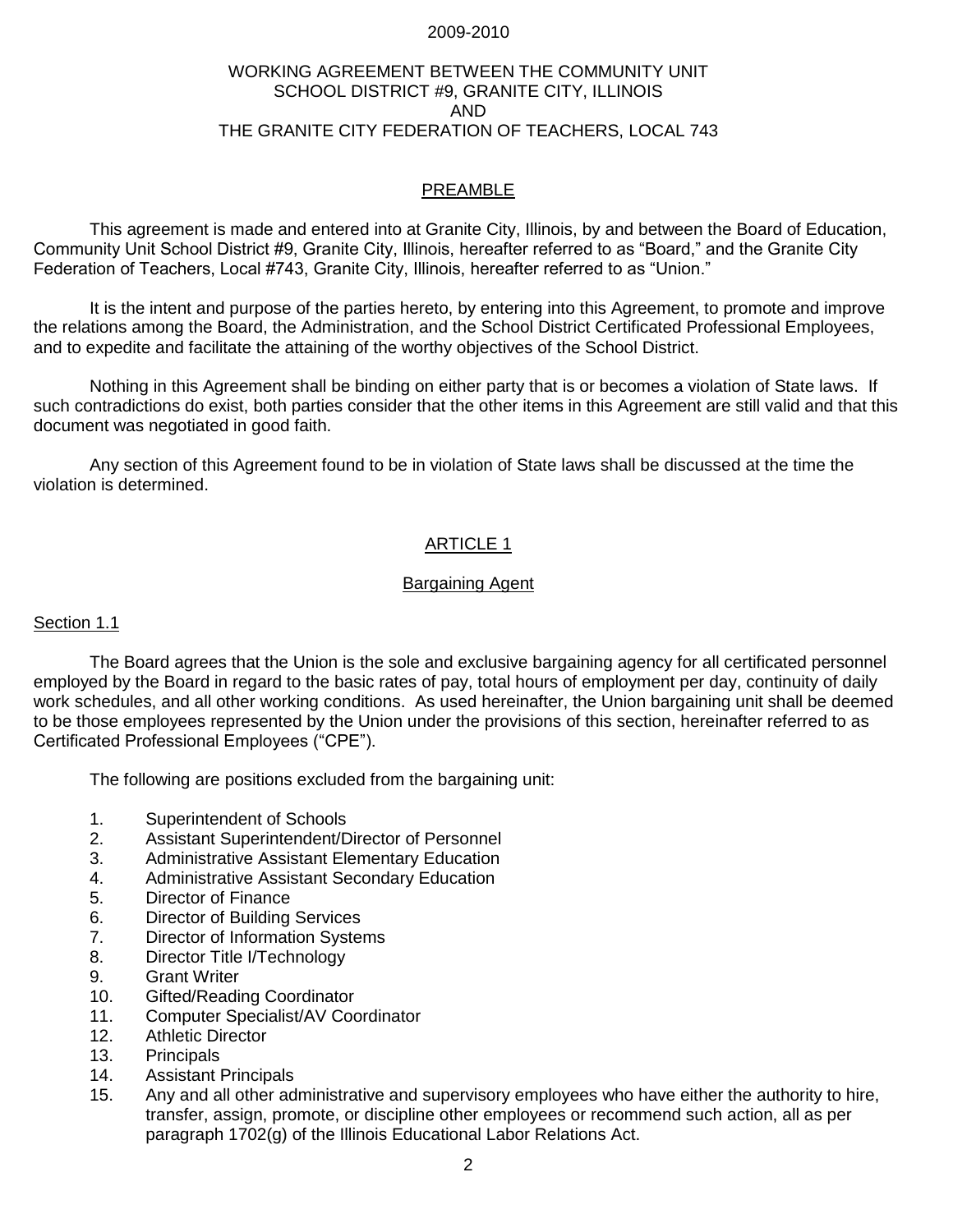2009-2010

WORKING AGREEMENT BETWEEN THE COMMUNITY UNIT SCHOOL DISTRICT #9, GRANITE CITY, ILLINOIS AND THE GRANITE CITY FEDERATION OF TEACHERS, LOCAL 743

## PREAMBLE

This agreement is made and entered into at Granite City, Illinois, by and between the Board of Education, Community Unit School District #9, Granite City, Illinois, hereafter referred to as "Board," and the Granite City Federation of Teachers, Local #743, Granite City, Illinois, hereafter referred to as "Union."

It is the intent and purpose of the parties hereto, by entering into this Agreement, to promote and improve the relations among the Board, the Administration, and the School District Certificated Professional Employees, and to expedite and facilitate the attaining of the worthy objectives of the School District.

Nothing in this Agreement shall be binding on either party that is or becomes a violation of State laws. If such contradictions do exist, both parties consider that the other items in this Agreement are still valid and that this document was negotiated in good faith.

Any section of this Agreement found to be in violation of State laws shall be discussed at the time the violation is determined.

## ARTICLE 1

### Bargaining Agent

#### Section 1.1

The Board agrees that the Union is the sole and exclusive bargaining agency for all certificated personnel employed by the Board in regard to the basic rates of pay, total hours of employment per day, continuity of daily work schedules, and all other working conditions. As used hereinafter, the Union bargaining unit shall be deemed to be those employees represented by the Union under the provisions of this section, hereinafter referred to as Certificated Professional Employees ("CPE").

The following are positions excluded from the bargaining unit:

1. Superintendent of Schools
2. Assistant Superintendent/Director of Personnel
3. Administrative Assistant Elementary Education
4. Administrative Assistant Secondary Education
5. Director of Finance
6. Director of Building Services
7. Director of Information Systems
8. Director Title I/Technology
9. Grant Writer
10. Gifted/Reading Coordinator
11. Computer Specialist/AV Coordinator
12. Athletic Director
13. Principals
14. Assistant Principals
15. Any and all other administrative and supervisory employees who have either the authority to hire, transfer, assign, promote, or discipline other employees or recommend such action, all as per paragraph 1702(g) of the Illinois Educational Labor Relations Act.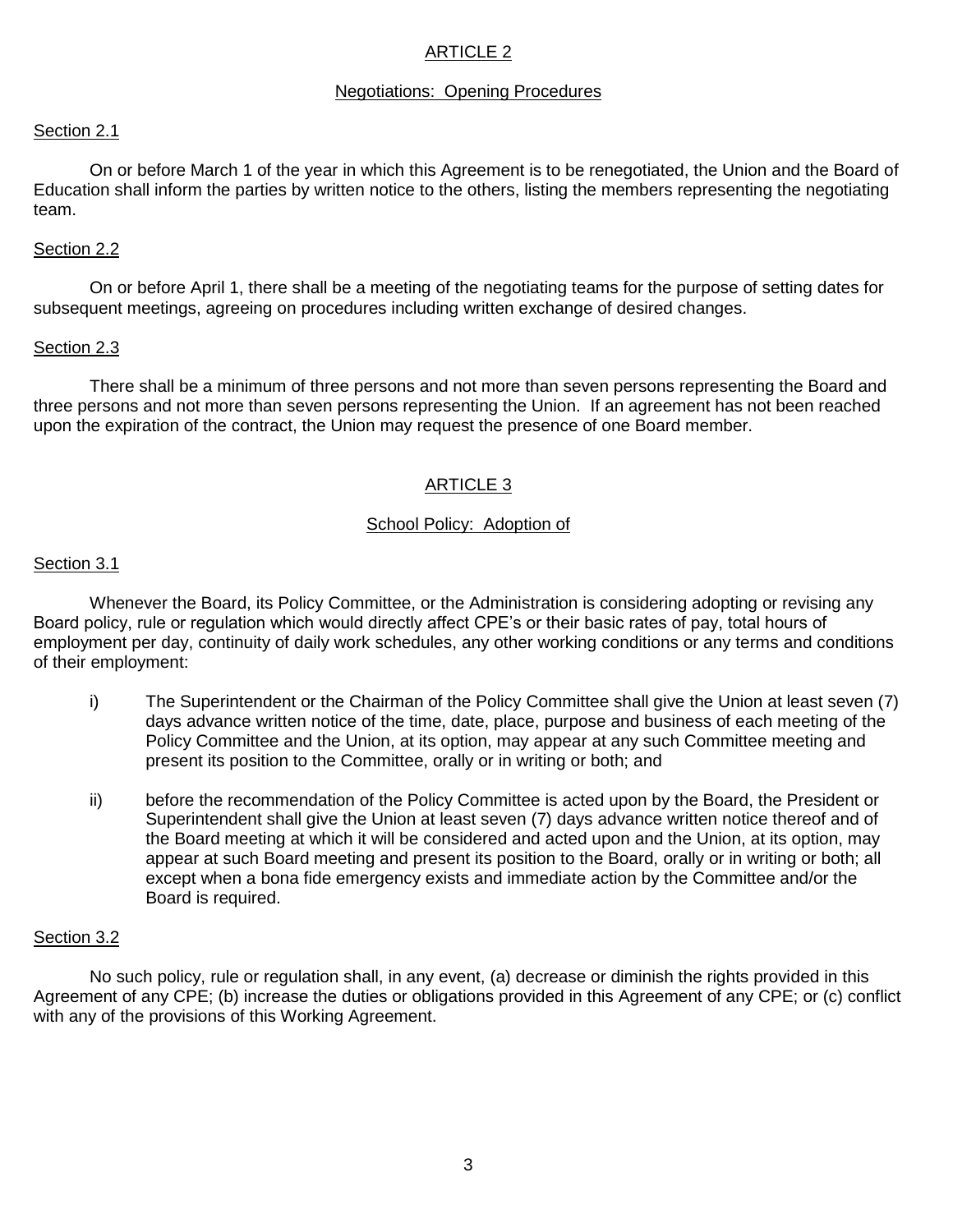## ARTICLE 2

### Negotiations: Opening Procedures

Section 2.1

On or before March 1 of the year in which this Agreement is to be renegotiated, the Union and the Board of Education shall inform the parties by written notice to the others, listing the members representing the negotiating team.

Section 2.2

On or before April 1, there shall be a meeting of the negotiating teams for the purpose of setting dates for subsequent meetings, agreeing on procedures including written exchange of desired changes.

Section 2.3

There shall be a minimum of three persons and not more than seven persons representing the Board and three persons and not more than seven persons representing the Union. If an agreement has not been reached upon the expiration of the contract, the Union may request the presence of one Board member.

## ARTICLE 3

### School Policy: Adoption of

Section 3.1

Whenever the Board, its Policy Committee, or the Administration is considering adopting or revising any Board policy, rule or regulation which would directly affect CPE's or their basic rates of pay, total hours of employment per day, continuity of daily work schedules, any other working conditions or any terms and conditions of their employment:

i) The Superintendent or the Chairman of the Policy Committee shall give the Union at least seven (7) days advance written notice of the time, date, place, purpose and business of each meeting of the Policy Committee and the Union, at its option, may appear at any such Committee meeting and present its position to the Committee, orally or in writing or both; and

ii) before the recommendation of the Policy Committee is acted upon by the Board, the President or Superintendent shall give the Union at least seven (7) days advance written notice thereof and of the Board meeting at which it will be considered and acted upon and the Union, at its option, may appear at such Board meeting and present its position to the Board, orally or in writing or both; all except when a bona fide emergency exists and immediate action by the Committee and/or the Board is required.

Section 3.2

No such policy, rule or regulation shall, in any event, (a) decrease or diminish the rights provided in this Agreement of any CPE; (b) increase the duties or obligations provided in this Agreement of any CPE; or (c) conflict with any of the provisions of this Working Agreement.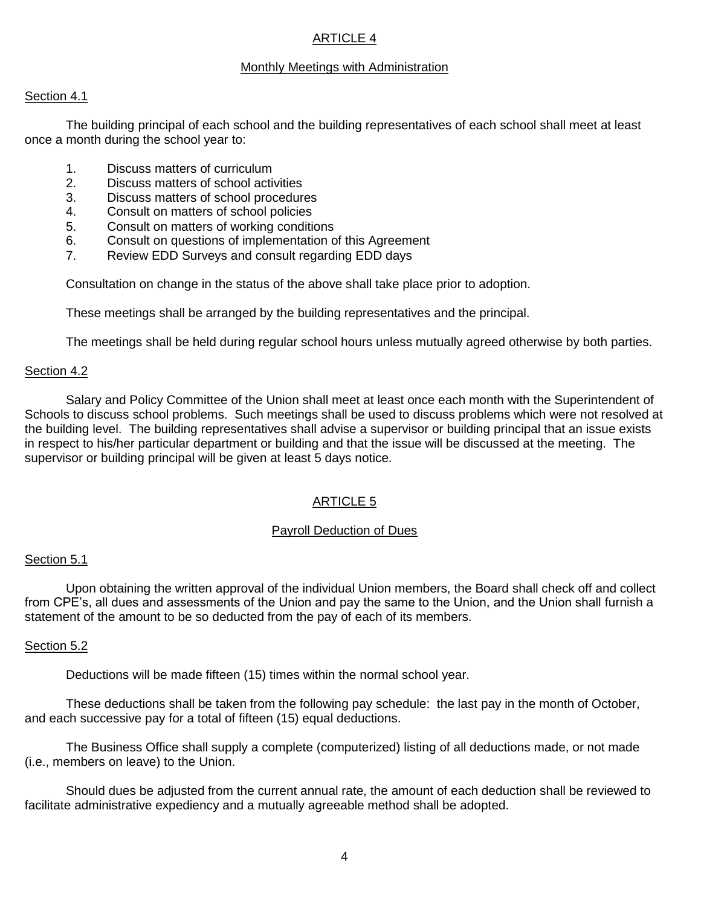## ARTICLE 4

### Monthly Meetings with Administration

#### Section 4.1

The building principal of each school and the building representatives of each school shall meet at least once a month during the school year to:

1. Discuss matters of curriculum
2. Discuss matters of school activities
3. Discuss matters of school procedures
4. Consult on matters of school policies
5. Consult on matters of working conditions
6. Consult on questions of implementation of this Agreement
7. Review EDD Surveys and consult regarding EDD days

Consultation on change in the status of the above shall take place prior to adoption.

These meetings shall be arranged by the building representatives and the principal.

The meetings shall be held during regular school hours unless mutually agreed otherwise by both parties.

#### Section 4.2

Salary and Policy Committee of the Union shall meet at least once each month with the Superintendent of Schools to discuss school problems. Such meetings shall be used to discuss problems which were not resolved at the building level. The building representatives shall advise a supervisor or building principal that an issue exists in respect to his/her particular department or building and that the issue will be discussed at the meeting. The supervisor or building principal will be given at least 5 days notice.

## ARTICLE 5

### Payroll Deduction of Dues

#### Section 5.1

Upon obtaining the written approval of the individual Union members, the Board shall check off and collect from CPE's, all dues and assessments of the Union and pay the same to the Union, and the Union shall furnish a statement of the amount to be so deducted from the pay of each of its members.

#### Section 5.2

Deductions will be made fifteen (15) times within the normal school year.

These deductions shall be taken from the following pay schedule: the last pay in the month of October, and each successive pay for a total of fifteen (15) equal deductions.

The Business Office shall supply a complete (computerized) listing of all deductions made, or not made (i.e., members on leave) to the Union.

Should dues be adjusted from the current annual rate, the amount of each deduction shall be reviewed to facilitate administrative expediency and a mutually agreeable method shall be adopted.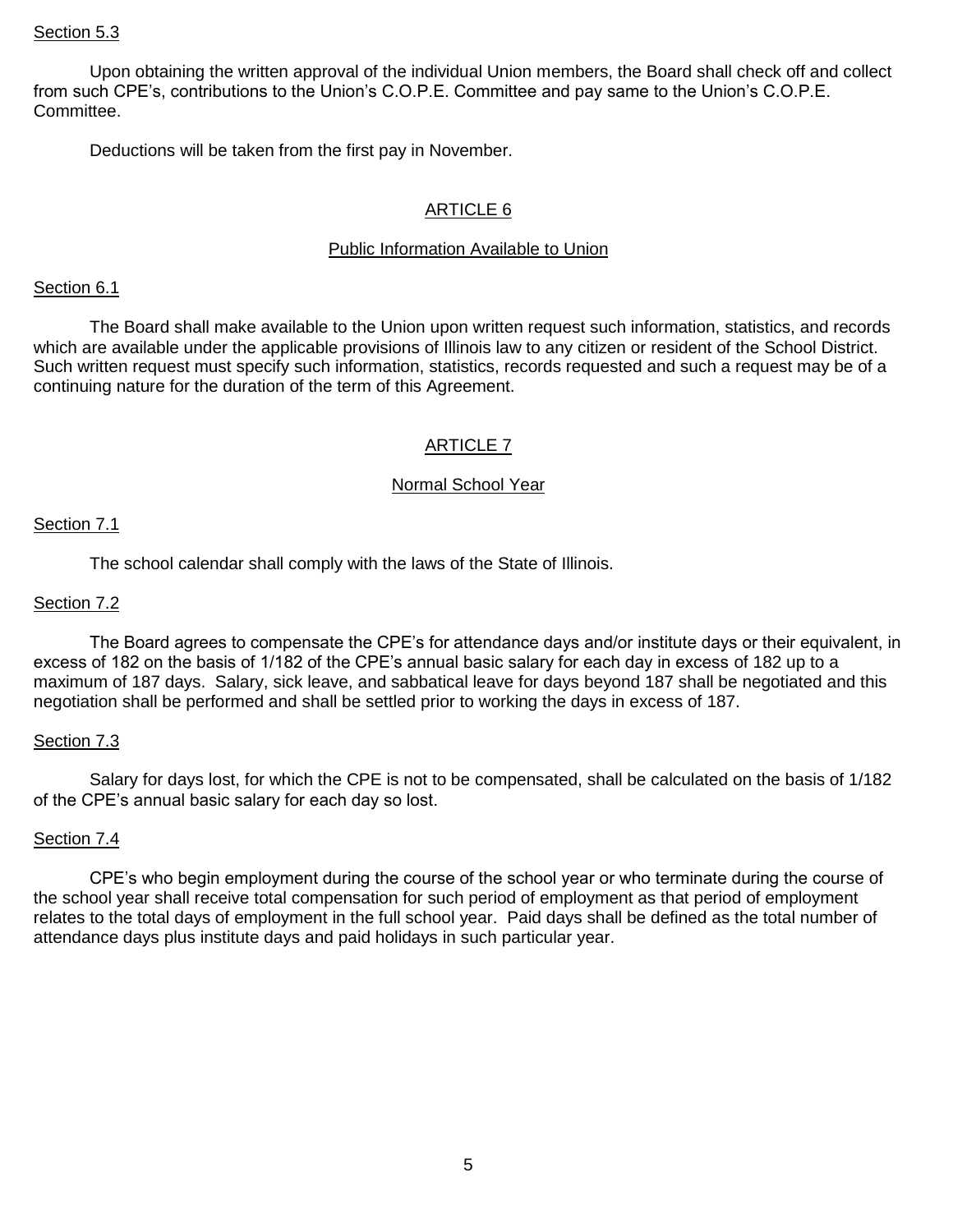Section 5.3

Upon obtaining the written approval of the individual Union members, the Board shall check off and collect from such CPE's, contributions to the Union's C.O.P.E. Committee and pay same to the Union's C.O.P.E. Committee.

Deductions will be taken from the first pay in November.

## ARTICLE 6

### Public Information Available to Union

Section 6.1

The Board shall make available to the Union upon written request such information, statistics, and records which are available under the applicable provisions of Illinois law to any citizen or resident of the School District. Such written request must specify such information, statistics, records requested and such a request may be of a continuing nature for the duration of the term of this Agreement.

## ARTICLE 7

### Normal School Year

Section 7.1

The school calendar shall comply with the laws of the State of Illinois.

Section 7.2

The Board agrees to compensate the CPE's for attendance days and/or institute days or their equivalent, in excess of 182 on the basis of 1/182 of the CPE's annual basic salary for each day in excess of 182 up to a maximum of 187 days. Salary, sick leave, and sabbatical leave for days beyond 187 shall be negotiated and this negotiation shall be performed and shall be settled prior to working the days in excess of 187.

Section 7.3

Salary for days lost, for which the CPE is not to be compensated, shall be calculated on the basis of 1/182 of the CPE's annual basic salary for each day so lost.

Section 7.4

CPE's who begin employment during the course of the school year or who terminate during the course of the school year shall receive total compensation for such period of employment as that period of employment relates to the total days of employment in the full school year. Paid days shall be defined as the total number of attendance days plus institute days and paid holidays in such particular year.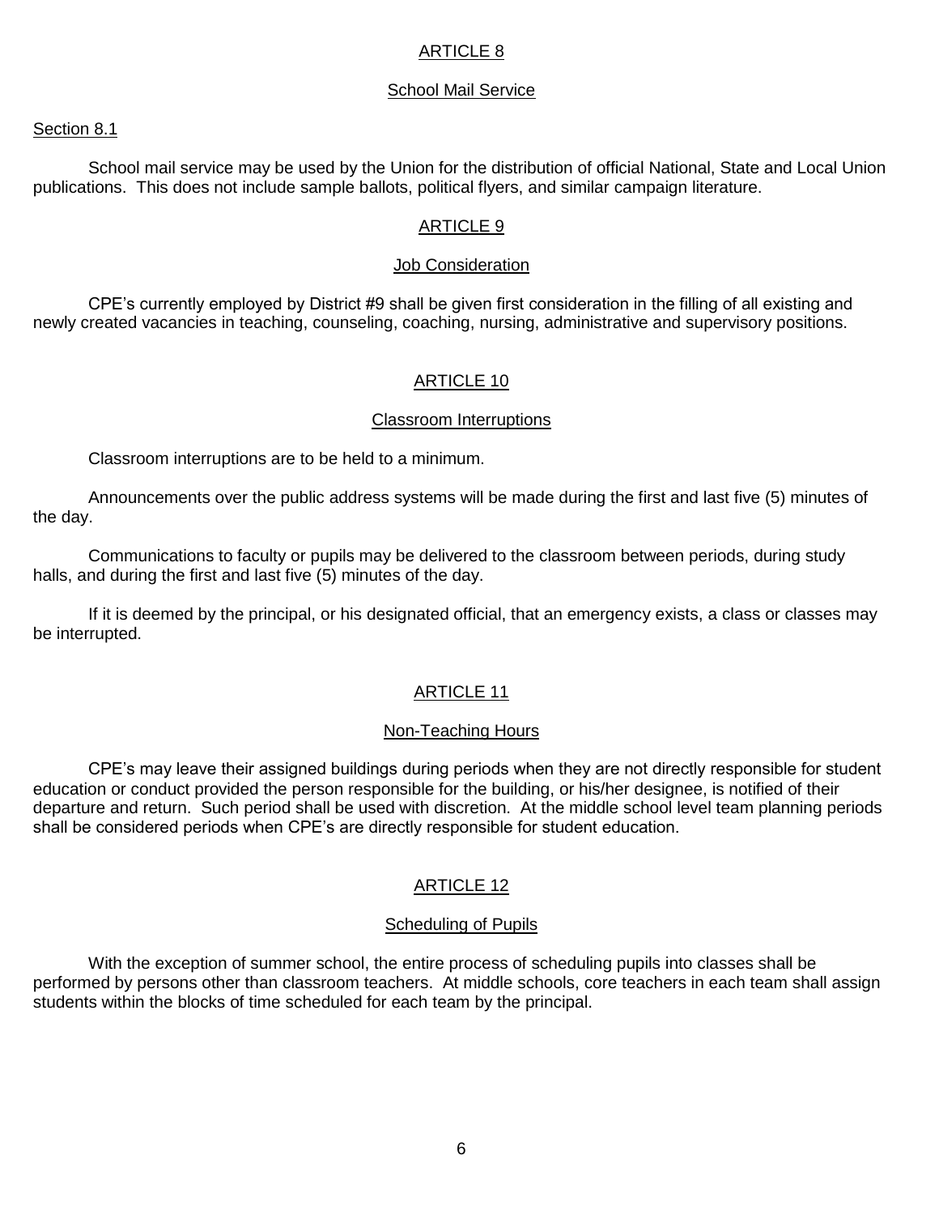## ARTICLE 8

### School Mail Service

Section 8.1

School mail service may be used by the Union for the distribution of official National, State and Local Union publications. This does not include sample ballots, political flyers, and similar campaign literature.

## ARTICLE 9

### Job Consideration

CPE's currently employed by District #9 shall be given first consideration in the filling of all existing and newly created vacancies in teaching, counseling, coaching, nursing, administrative and supervisory positions.

## ARTICLE 10

### Classroom Interruptions

Classroom interruptions are to be held to a minimum.

Announcements over the public address systems will be made during the first and last five (5) minutes of the day.

Communications to faculty or pupils may be delivered to the classroom between periods, during study halls, and during the first and last five (5) minutes of the day.

If it is deemed by the principal, or his designated official, that an emergency exists, a class or classes may be interrupted.

## ARTICLE 11

### Non-Teaching Hours

CPE's may leave their assigned buildings during periods when they are not directly responsible for student education or conduct provided the person responsible for the building, or his/her designee, is notified of their departure and return. Such period shall be used with discretion. At the middle school level team planning periods shall be considered periods when CPE's are directly responsible for student education.

## ARTICLE 12

### Scheduling of Pupils

With the exception of summer school, the entire process of scheduling pupils into classes shall be performed by persons other than classroom teachers. At middle schools, core teachers in each team shall assign students within the blocks of time scheduled for each team by the principal.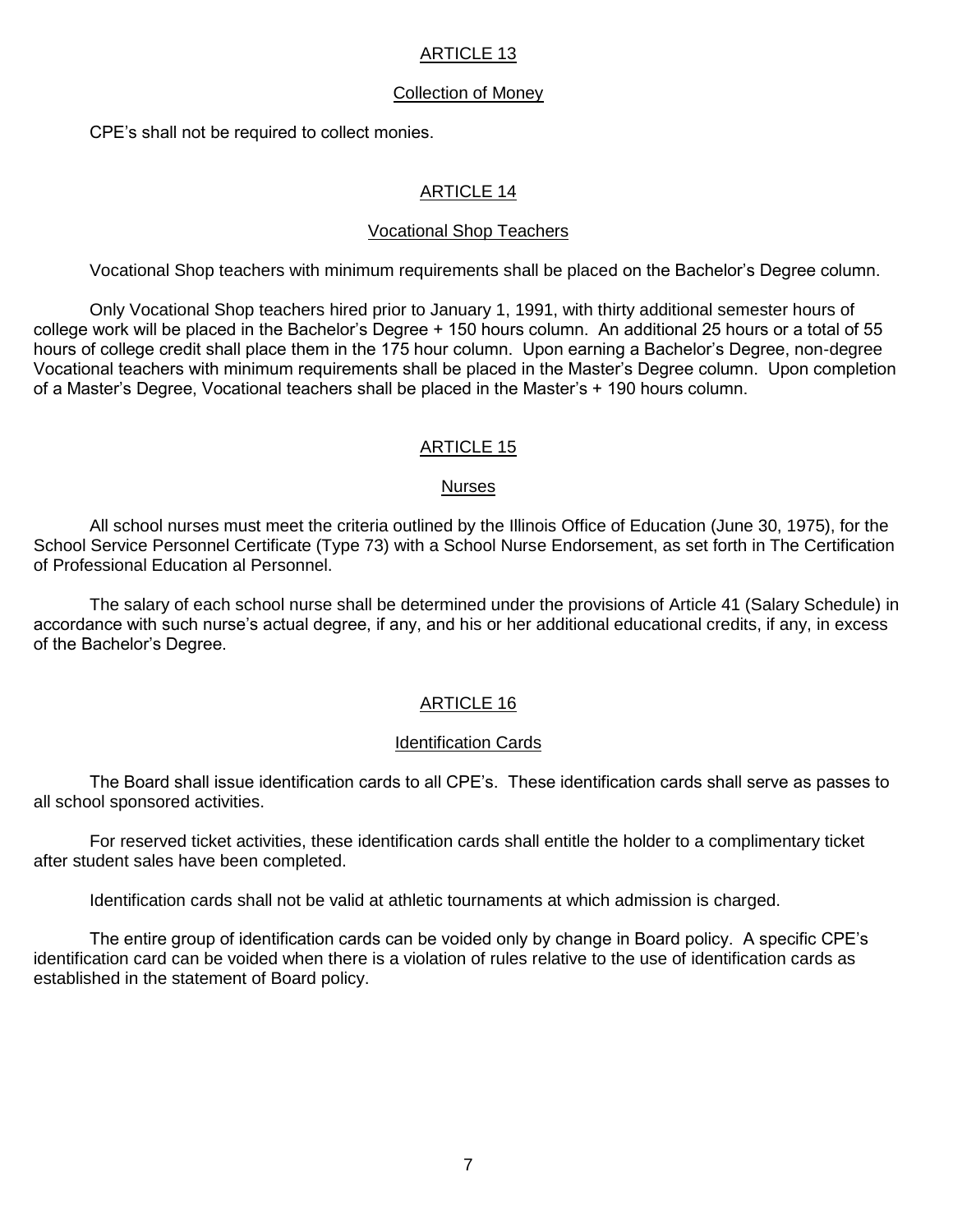## ARTICLE 13

### Collection of Money

CPE's shall not be required to collect monies.

## ARTICLE 14

### Vocational Shop Teachers

Vocational Shop teachers with minimum requirements shall be placed on the Bachelor's Degree column.

Only Vocational Shop teachers hired prior to January 1, 1991, with thirty additional semester hours of college work will be placed in the Bachelor's Degree + 150 hours column. An additional 25 hours or a total of 55 hours of college credit shall place them in the 175 hour column. Upon earning a Bachelor's Degree, non-degree Vocational teachers with minimum requirements shall be placed in the Master's Degree column. Upon completion of a Master's Degree, Vocational teachers shall be placed in the Master's + 190 hours column.

## ARTICLE 15

### Nurses

All school nurses must meet the criteria outlined by the Illinois Office of Education (June 30, 1975), for the School Service Personnel Certificate (Type 73) with a School Nurse Endorsement, as set forth in The Certification of Professional Education al Personnel.

The salary of each school nurse shall be determined under the provisions of Article 41 (Salary Schedule) in accordance with such nurse's actual degree, if any, and his or her additional educational credits, if any, in excess of the Bachelor's Degree.

## ARTICLE 16

### Identification Cards

The Board shall issue identification cards to all CPE's. These identification cards shall serve as passes to all school sponsored activities.

For reserved ticket activities, these identification cards shall entitle the holder to a complimentary ticket after student sales have been completed.

Identification cards shall not be valid at athletic tournaments at which admission is charged.

The entire group of identification cards can be voided only by change in Board policy. A specific CPE's identification card can be voided when there is a violation of rules relative to the use of identification cards as established in the statement of Board policy.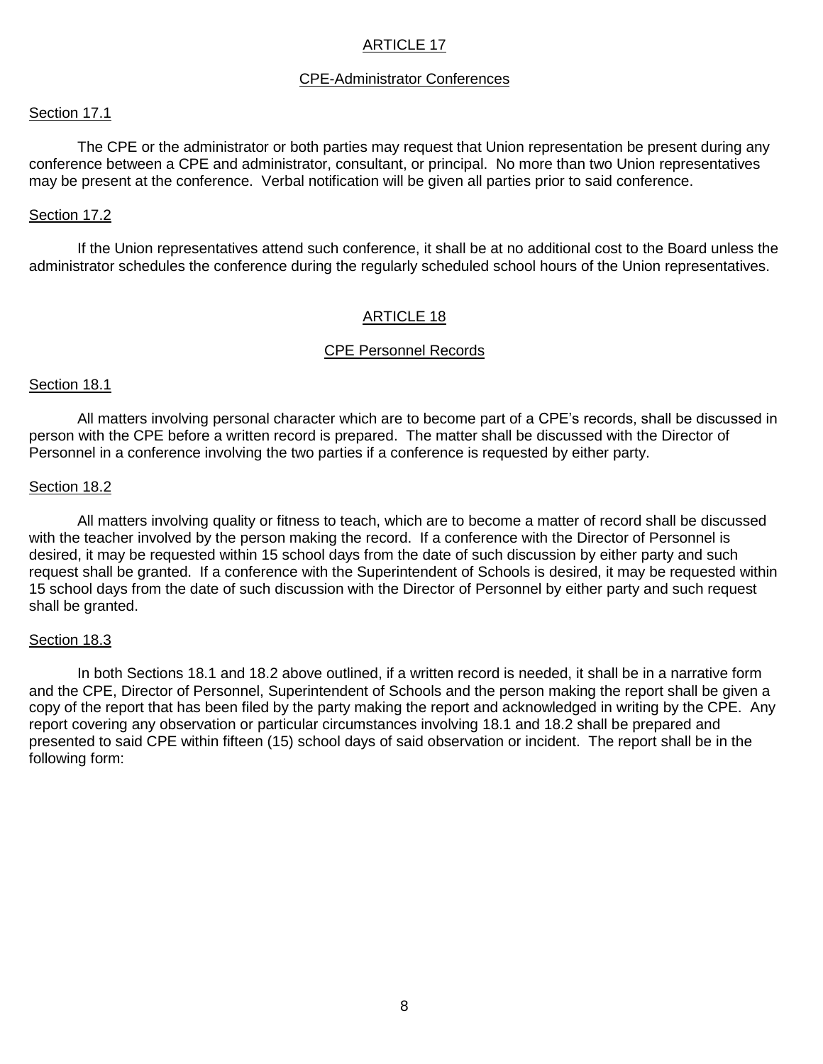## ARTICLE 17

### CPE-Administrator Conferences

#### Section 17.1

The CPE or the administrator or both parties may request that Union representation be present during any conference between a CPE and administrator, consultant, or principal. No more than two Union representatives may be present at the conference. Verbal notification will be given all parties prior to said conference.

#### Section 17.2

If the Union representatives attend such conference, it shall be at no additional cost to the Board unless the administrator schedules the conference during the regularly scheduled school hours of the Union representatives.

## ARTICLE 18

### CPE Personnel Records

#### Section 18.1

All matters involving personal character which are to become part of a CPE's records, shall be discussed in person with the CPE before a written record is prepared. The matter shall be discussed with the Director of Personnel in a conference involving the two parties if a conference is requested by either party.

#### Section 18.2

All matters involving quality or fitness to teach, which are to become a matter of record shall be discussed with the teacher involved by the person making the record. If a conference with the Director of Personnel is desired, it may be requested within 15 school days from the date of such discussion by either party and such request shall be granted. If a conference with the Superintendent of Schools is desired, it may be requested within 15 school days from the date of such discussion with the Director of Personnel by either party and such request shall be granted.

#### Section 18.3

In both Sections 18.1 and 18.2 above outlined, if a written record is needed, it shall be in a narrative form and the CPE, Director of Personnel, Superintendent of Schools and the person making the report shall be given a copy of the report that has been filed by the party making the report and acknowledged in writing by the CPE. Any report covering any observation or particular circumstances involving 18.1 and 18.2 shall be prepared and presented to said CPE within fifteen (15) school days of said observation or incident. The report shall be in the following form: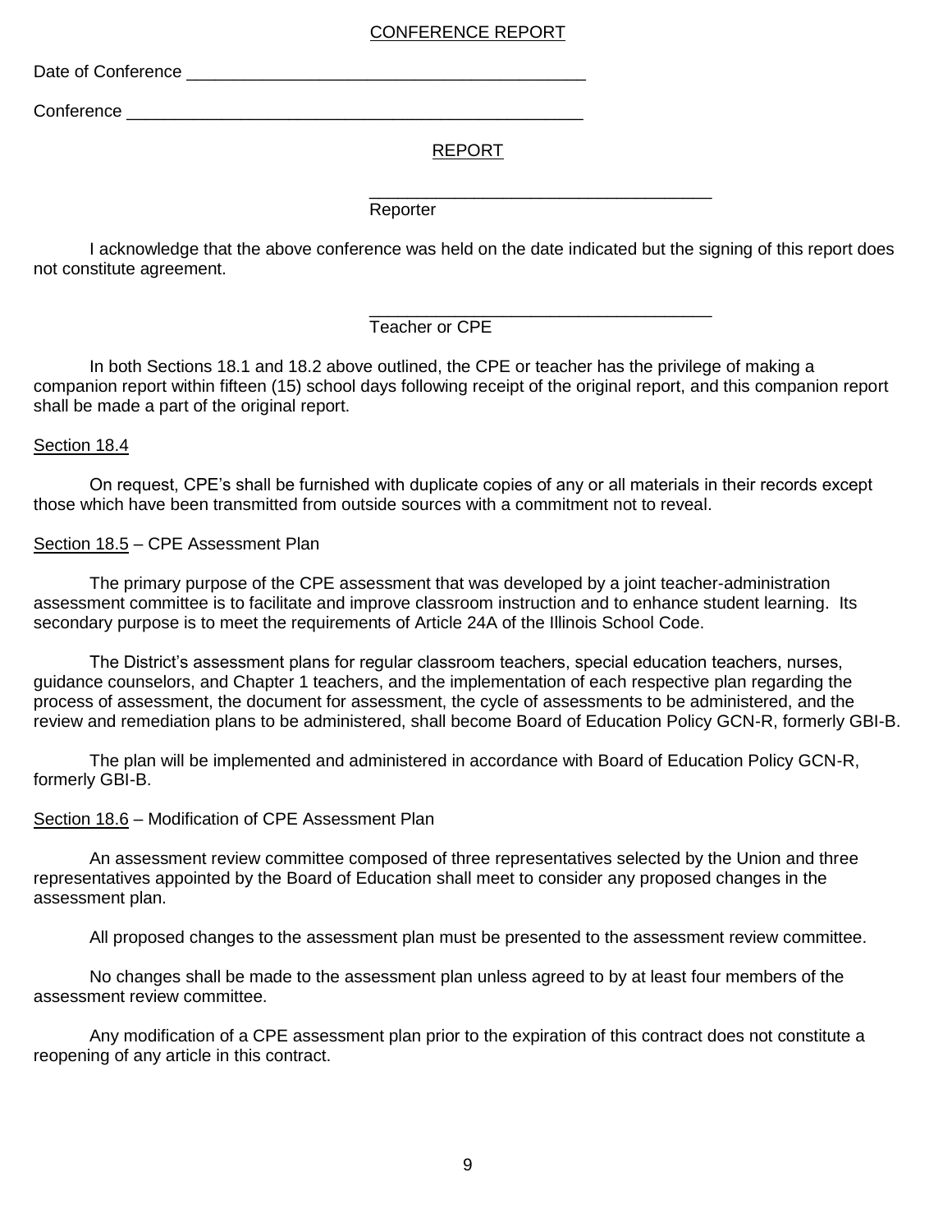CONFERENCE REPORT

Date of Conference ___________________________________________

Conference _________________________________________________

REPORT

_____________________________________
Reporter

I acknowledge that the above conference was held on the date indicated but the signing of this report does not constitute agreement.

_____________________________________
Teacher or CPE

In both Sections 18.1 and 18.2 above outlined, the CPE or teacher has the privilege of making a companion report within fifteen (15) school days following receipt of the original report, and this companion report shall be made a part of the original report.

Section 18.4

On request, CPE's shall be furnished with duplicate copies of any or all materials in their records except those which have been transmitted from outside sources with a commitment not to reveal.

Section 18.5 – CPE Assessment Plan

The primary purpose of the CPE assessment that was developed by a joint teacher-administration assessment committee is to facilitate and improve classroom instruction and to enhance student learning. Its secondary purpose is to meet the requirements of Article 24A of the Illinois School Code.

The District's assessment plans for regular classroom teachers, special education teachers, nurses, guidance counselors, and Chapter 1 teachers, and the implementation of each respective plan regarding the process of assessment, the document for assessment, the cycle of assessments to be administered, and the review and remediation plans to be administered, shall become Board of Education Policy GCN-R, formerly GBI-B.

The plan will be implemented and administered in accordance with Board of Education Policy GCN-R, formerly GBI-B.

Section 18.6 – Modification of CPE Assessment Plan

An assessment review committee composed of three representatives selected by the Union and three representatives appointed by the Board of Education shall meet to consider any proposed changes in the assessment plan.

All proposed changes to the assessment plan must be presented to the assessment review committee.

No changes shall be made to the assessment plan unless agreed to by at least four members of the assessment review committee.

Any modification of a CPE assessment plan prior to the expiration of this contract does not constitute a reopening of any article in this contract.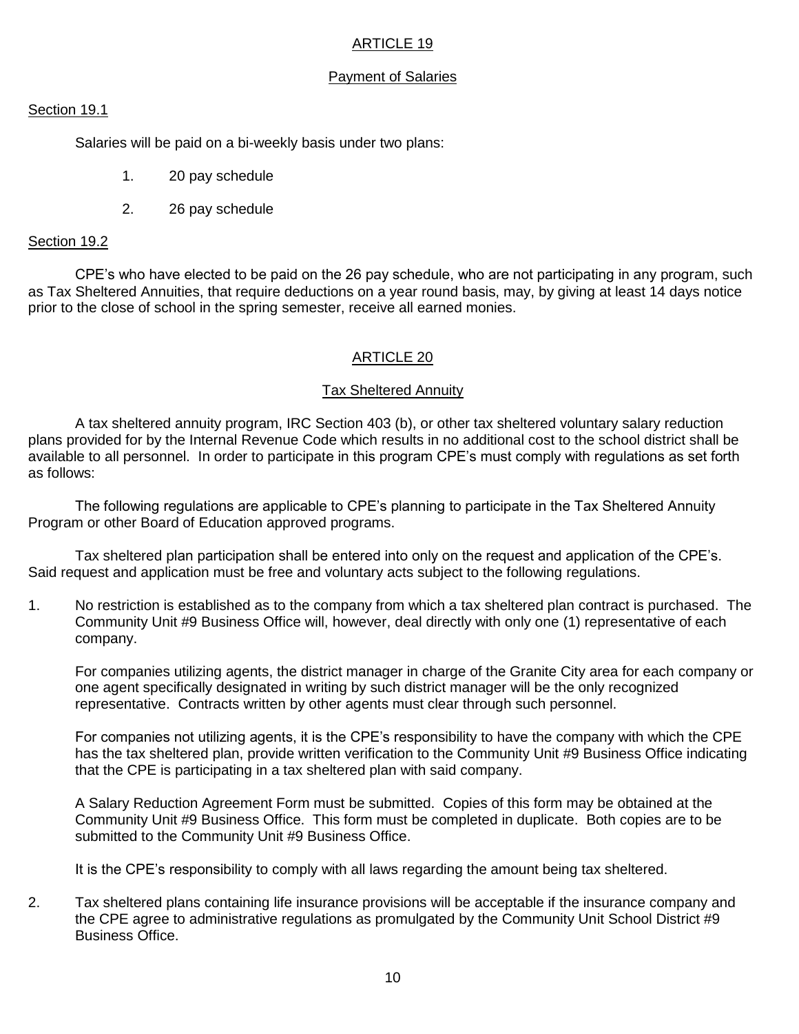## ARTICLE 19

### Payment of Salaries

#### Section 19.1

Salaries will be paid on a bi-weekly basis under two plans:

1. 20 pay schedule
2. 26 pay schedule

#### Section 19.2

CPE's who have elected to be paid on the 26 pay schedule, who are not participating in any program, such as Tax Sheltered Annuities, that require deductions on a year round basis, may, by giving at least 14 days notice prior to the close of school in the spring semester, receive all earned monies.

## ARTICLE 20

### Tax Sheltered Annuity

A tax sheltered annuity program, IRC Section 403 (b), or other tax sheltered voluntary salary reduction plans provided for by the Internal Revenue Code which results in no additional cost to the school district shall be available to all personnel. In order to participate in this program CPE's must comply with regulations as set forth as follows:

The following regulations are applicable to CPE's planning to participate in the Tax Sheltered Annuity Program or other Board of Education approved programs.

Tax sheltered plan participation shall be entered into only on the request and application of the CPE's. Said request and application must be free and voluntary acts subject to the following regulations.

1. No restriction is established as to the company from which a tax sheltered plan contract is purchased. The Community Unit #9 Business Office will, however, deal directly with only one (1) representative of each company.

   For companies utilizing agents, the district manager in charge of the Granite City area for each company or one agent specifically designated in writing by such district manager will be the only recognized representative. Contracts written by other agents must clear through such personnel.

   For companies not utilizing agents, it is the CPE's responsibility to have the company with which the CPE has the tax sheltered plan, provide written verification to the Community Unit #9 Business Office indicating that the CPE is participating in a tax sheltered plan with said company.

   A Salary Reduction Agreement Form must be submitted. Copies of this form may be obtained at the Community Unit #9 Business Office. This form must be completed in duplicate. Both copies are to be submitted to the Community Unit #9 Business Office.

   It is the CPE's responsibility to comply with all laws regarding the amount being tax sheltered.

2. Tax sheltered plans containing life insurance provisions will be acceptable if the insurance company and the CPE agree to administrative regulations as promulgated by the Community Unit School District #9 Business Office.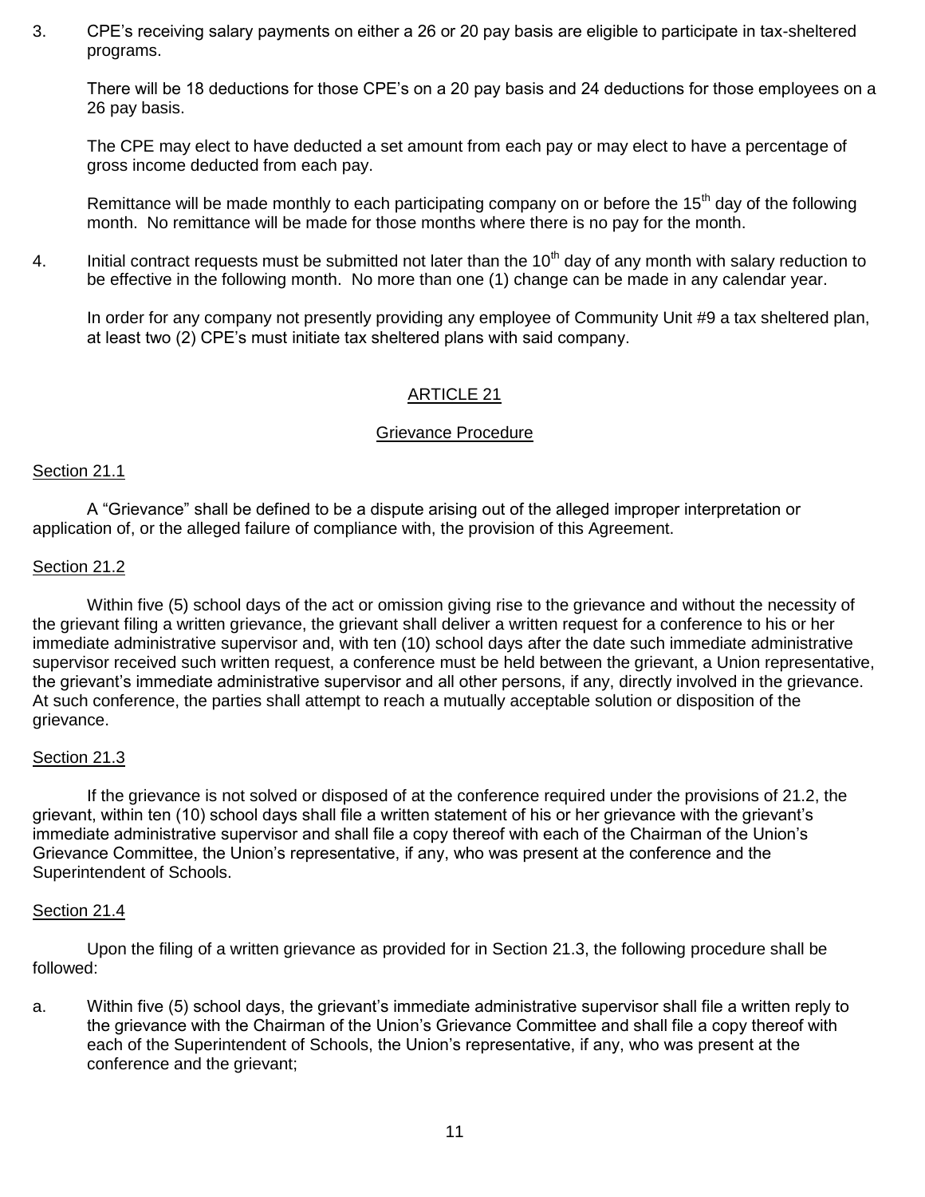3. CPE's receiving salary payments on either a 26 or 20 pay basis are eligible to participate in tax-sheltered programs.

   There will be 18 deductions for those CPE's on a 20 pay basis and 24 deductions for those employees on a 26 pay basis.

   The CPE may elect to have deducted a set amount from each pay or may elect to have a percentage of gross income deducted from each pay.

   Remittance will be made monthly to each participating company on or before the 15th day of the following month. No remittance will be made for those months where there is no pay for the month.

4. Initial contract requests must be submitted not later than the 10th day of any month with salary reduction to be effective in the following month. No more than one (1) change can be made in any calendar year.

   In order for any company not presently providing any employee of Community Unit #9 a tax sheltered plan, at least two (2) CPE's must initiate tax sheltered plans with said company.

## ARTICLE 21

### Grievance Procedure

Section 21.1

A "Grievance" shall be defined to be a dispute arising out of the alleged improper interpretation or application of, or the alleged failure of compliance with, the provision of this Agreement.

Section 21.2

Within five (5) school days of the act or omission giving rise to the grievance and without the necessity of the grievant filing a written grievance, the grievant shall deliver a written request for a conference to his or her immediate administrative supervisor and, with ten (10) school days after the date such immediate administrative supervisor received such written request, a conference must be held between the grievant, a Union representative, the grievant's immediate administrative supervisor and all other persons, if any, directly involved in the grievance. At such conference, the parties shall attempt to reach a mutually acceptable solution or disposition of the grievance.

Section 21.3

If the grievance is not solved or disposed of at the conference required under the provisions of 21.2, the grievant, within ten (10) school days shall file a written statement of his or her grievance with the grievant's immediate administrative supervisor and shall file a copy thereof with each of the Chairman of the Union's Grievance Committee, the Union's representative, if any, who was present at the conference and the Superintendent of Schools.

Section 21.4

Upon the filing of a written grievance as provided for in Section 21.3, the following procedure shall be followed:

a. Within five (5) school days, the grievant's immediate administrative supervisor shall file a written reply to the grievance with the Chairman of the Union's Grievance Committee and shall file a copy thereof with each of the Superintendent of Schools, the Union's representative, if any, who was present at the conference and the grievant;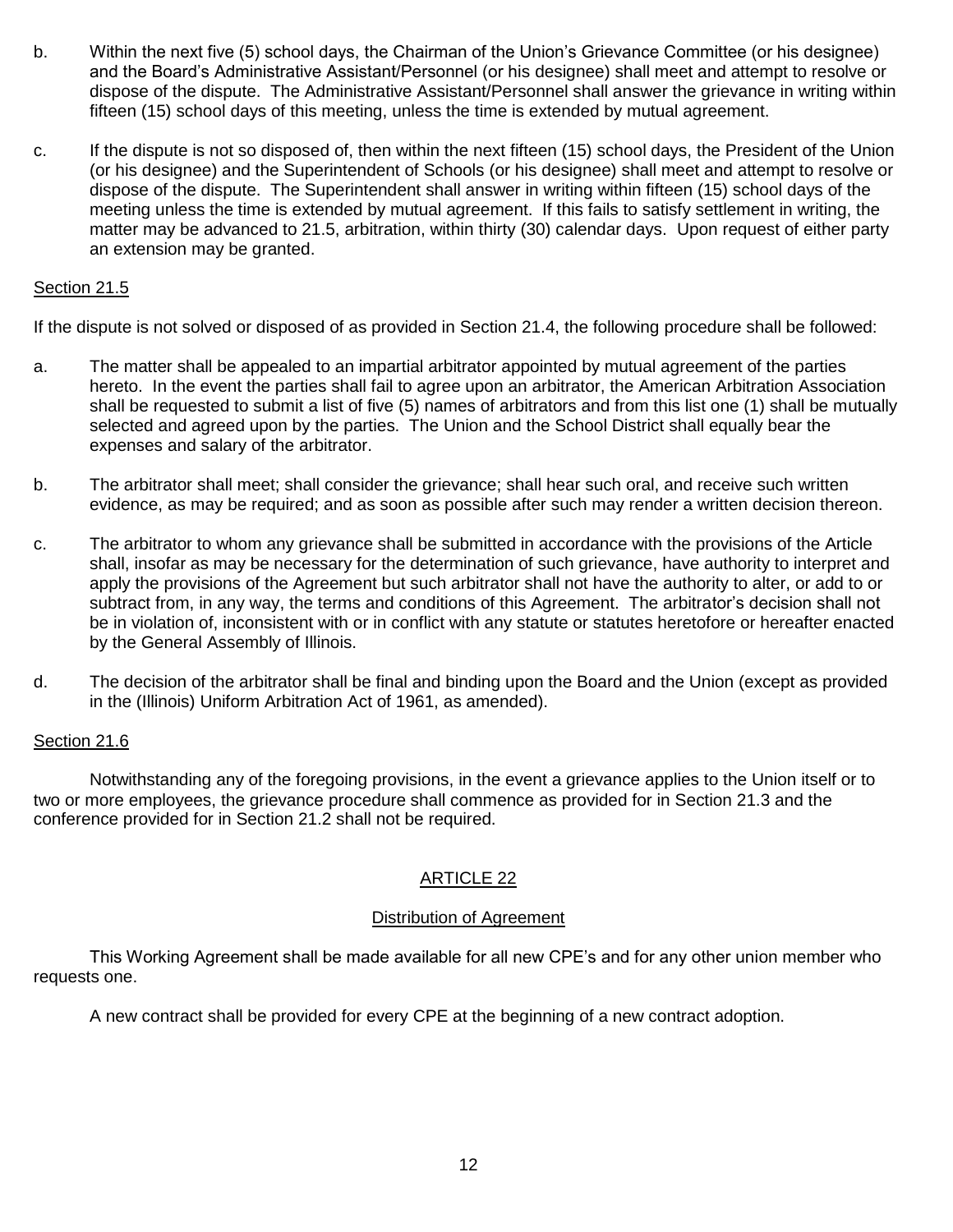b. Within the next five (5) school days, the Chairman of the Union's Grievance Committee (or his designee) and the Board's Administrative Assistant/Personnel (or his designee) shall meet and attempt to resolve or dispose of the dispute. The Administrative Assistant/Personnel shall answer the grievance in writing within fifteen (15) school days of this meeting, unless the time is extended by mutual agreement.

c. If the dispute is not so disposed of, then within the next fifteen (15) school days, the President of the Union (or his designee) and the Superintendent of Schools (or his designee) shall meet and attempt to resolve or dispose of the dispute. The Superintendent shall answer in writing within fifteen (15) school days of the meeting unless the time is extended by mutual agreement. If this fails to satisfy settlement in writing, the matter may be advanced to 21.5, arbitration, within thirty (30) calendar days. Upon request of either party an extension may be granted.

Section 21.5

If the dispute is not solved or disposed of as provided in Section 21.4, the following procedure shall be followed:

a. The matter shall be appealed to an impartial arbitrator appointed by mutual agreement of the parties hereto. In the event the parties shall fail to agree upon an arbitrator, the American Arbitration Association shall be requested to submit a list of five (5) names of arbitrators and from this list one (1) shall be mutually selected and agreed upon by the parties. The Union and the School District shall equally bear the expenses and salary of the arbitrator.

b. The arbitrator shall meet; shall consider the grievance; shall hear such oral, and receive such written evidence, as may be required; and as soon as possible after such may render a written decision thereon.

c. The arbitrator to whom any grievance shall be submitted in accordance with the provisions of the Article shall, insofar as may be necessary for the determination of such grievance, have authority to interpret and apply the provisions of the Agreement but such arbitrator shall not have the authority to alter, or add to or subtract from, in any way, the terms and conditions of this Agreement. The arbitrator's decision shall not be in violation of, inconsistent with or in conflict with any statute or statutes heretofore or hereafter enacted by the General Assembly of Illinois.

d. The decision of the arbitrator shall be final and binding upon the Board and the Union (except as provided in the (Illinois) Uniform Arbitration Act of 1961, as amended).

Section 21.6

Notwithstanding any of the foregoing provisions, in the event a grievance applies to the Union itself or to two or more employees, the grievance procedure shall commence as provided for in Section 21.3 and the conference provided for in Section 21.2 shall not be required.

## ARTICLE 22

### Distribution of Agreement

This Working Agreement shall be made available for all new CPE's and for any other union member who requests one.

A new contract shall be provided for every CPE at the beginning of a new contract adoption.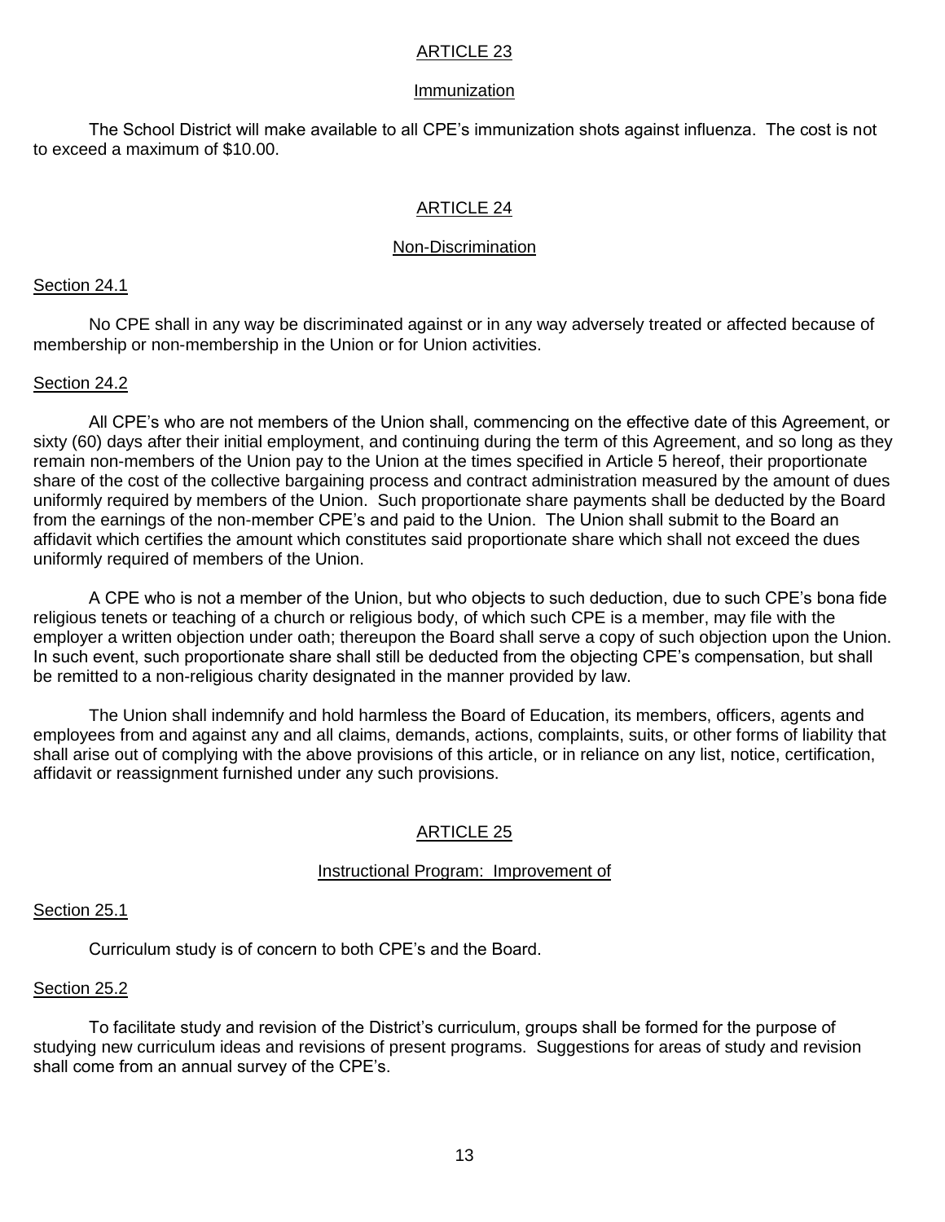## ARTICLE 23

### Immunization

The School District will make available to all CPE's immunization shots against influenza. The cost is not to exceed a maximum of $10.00.

## ARTICLE 24

### Non-Discrimination

#### Section 24.1

No CPE shall in any way be discriminated against or in any way adversely treated or affected because of membership or non-membership in the Union or for Union activities.

#### Section 24.2

All CPE's who are not members of the Union shall, commencing on the effective date of this Agreement, or sixty (60) days after their initial employment, and continuing during the term of this Agreement, and so long as they remain non-members of the Union pay to the Union at the times specified in Article 5 hereof, their proportionate share of the cost of the collective bargaining process and contract administration measured by the amount of dues uniformly required by members of the Union. Such proportionate share payments shall be deducted by the Board from the earnings of the non-member CPE's and paid to the Union. The Union shall submit to the Board an affidavit which certifies the amount which constitutes said proportionate share which shall not exceed the dues uniformly required of members of the Union.

A CPE who is not a member of the Union, but who objects to such deduction, due to such CPE's bona fide religious tenets or teaching of a church or religious body, of which such CPE is a member, may file with the employer a written objection under oath; thereupon the Board shall serve a copy of such objection upon the Union. In such event, such proportionate share shall still be deducted from the objecting CPE's compensation, but shall be remitted to a non-religious charity designated in the manner provided by law.

The Union shall indemnify and hold harmless the Board of Education, its members, officers, agents and employees from and against any and all claims, demands, actions, complaints, suits, or other forms of liability that shall arise out of complying with the above provisions of this article, or in reliance on any list, notice, certification, affidavit or reassignment furnished under any such provisions.

## ARTICLE 25

### Instructional Program: Improvement of

#### Section 25.1

Curriculum study is of concern to both CPE's and the Board.

#### Section 25.2

To facilitate study and revision of the District's curriculum, groups shall be formed for the purpose of studying new curriculum ideas and revisions of present programs. Suggestions for areas of study and revision shall come from an annual survey of the CPE's.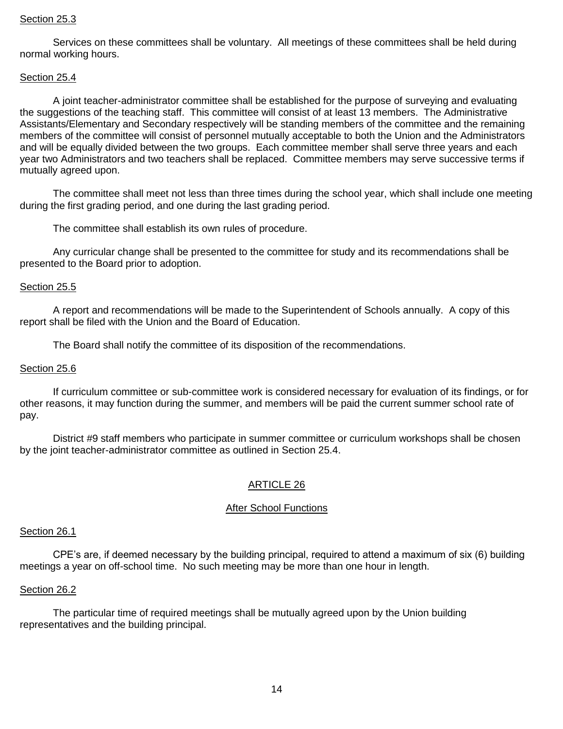Section 25.3

Services on these committees shall be voluntary. All meetings of these committees shall be held during normal working hours.

Section 25.4

A joint teacher-administrator committee shall be established for the purpose of surveying and evaluating the suggestions of the teaching staff. This committee will consist of at least 13 members. The Administrative Assistants/Elementary and Secondary respectively will be standing members of the committee and the remaining members of the committee will consist of personnel mutually acceptable to both the Union and the Administrators and will be equally divided between the two groups. Each committee member shall serve three years and each year two Administrators and two teachers shall be replaced. Committee members may serve successive terms if mutually agreed upon.

The committee shall meet not less than three times during the school year, which shall include one meeting during the first grading period, and one during the last grading period.

The committee shall establish its own rules of procedure.

Any curricular change shall be presented to the committee for study and its recommendations shall be presented to the Board prior to adoption.

Section 25.5

A report and recommendations will be made to the Superintendent of Schools annually. A copy of this report shall be filed with the Union and the Board of Education.

The Board shall notify the committee of its disposition of the recommendations.

Section 25.6

If curriculum committee or sub-committee work is considered necessary for evaluation of its findings, or for other reasons, it may function during the summer, and members will be paid the current summer school rate of pay.

District #9 staff members who participate in summer committee or curriculum workshops shall be chosen by the joint teacher-administrator committee as outlined in Section 25.4.

## ARTICLE 26

### After School Functions

Section 26.1

CPE's are, if deemed necessary by the building principal, required to attend a maximum of six (6) building meetings a year on off-school time. No such meeting may be more than one hour in length.

Section 26.2

The particular time of required meetings shall be mutually agreed upon by the Union building representatives and the building principal.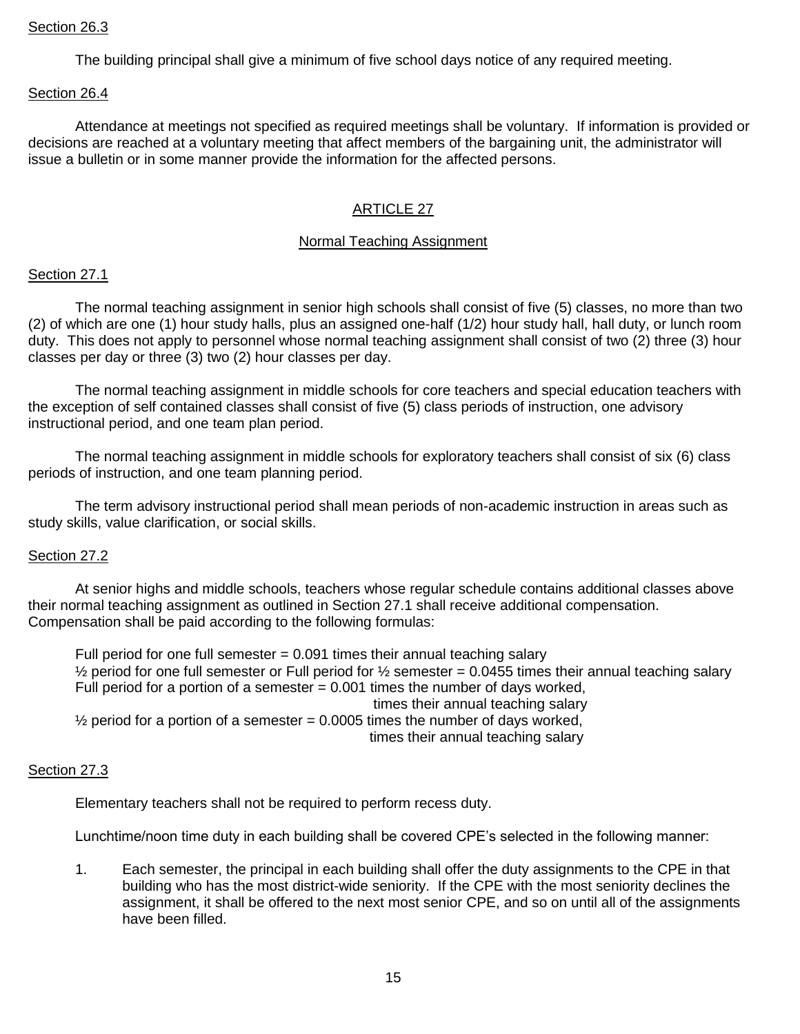Section 26.3

The building principal shall give a minimum of five school days notice of any required meeting.

Section 26.4

Attendance at meetings not specified as required meetings shall be voluntary. If information is provided or decisions are reached at a voluntary meeting that affect members of the bargaining unit, the administrator will issue a bulletin or in some manner provide the information for the affected persons.

## ARTICLE 27

### Normal Teaching Assignment

Section 27.1

The normal teaching assignment in senior high schools shall consist of five (5) classes, no more than two (2) of which are one (1) hour study halls, plus an assigned one-half (1/2) hour study hall, hall duty, or lunch room duty. This does not apply to personnel whose normal teaching assignment shall consist of two (2) three (3) hour classes per day or three (3) two (2) hour classes per day.

The normal teaching assignment in middle schools for core teachers and special education teachers with the exception of self contained classes shall consist of five (5) class periods of instruction, one advisory instructional period, and one team plan period.

The normal teaching assignment in middle schools for exploratory teachers shall consist of six (6) class periods of instruction, and one team planning period.

The term advisory instructional period shall mean periods of non-academic instruction in areas such as study skills, value clarification, or social skills.

Section 27.2

At senior highs and middle schools, teachers whose regular schedule contains additional classes above their normal teaching assignment as outlined in Section 27.1 shall receive additional compensation. Compensation shall be paid according to the following formulas:

Full period for one full semester = 0.091 times their annual teaching salary
½ period for one full semester or Full period for ½ semester = 0.0455 times their annual teaching salary
Full period for a portion of a semester = 0.001 times the number of days worked, times their annual teaching salary
½ period for a portion of a semester = 0.0005 times the number of days worked, times their annual teaching salary

Section 27.3

Elementary teachers shall not be required to perform recess duty.

Lunchtime/noon time duty in each building shall be covered CPE's selected in the following manner:

1. Each semester, the principal in each building shall offer the duty assignments to the CPE in that building who has the most district-wide seniority. If the CPE with the most seniority declines the assignment, it shall be offered to the next most senior CPE, and so on until all of the assignments have been filled.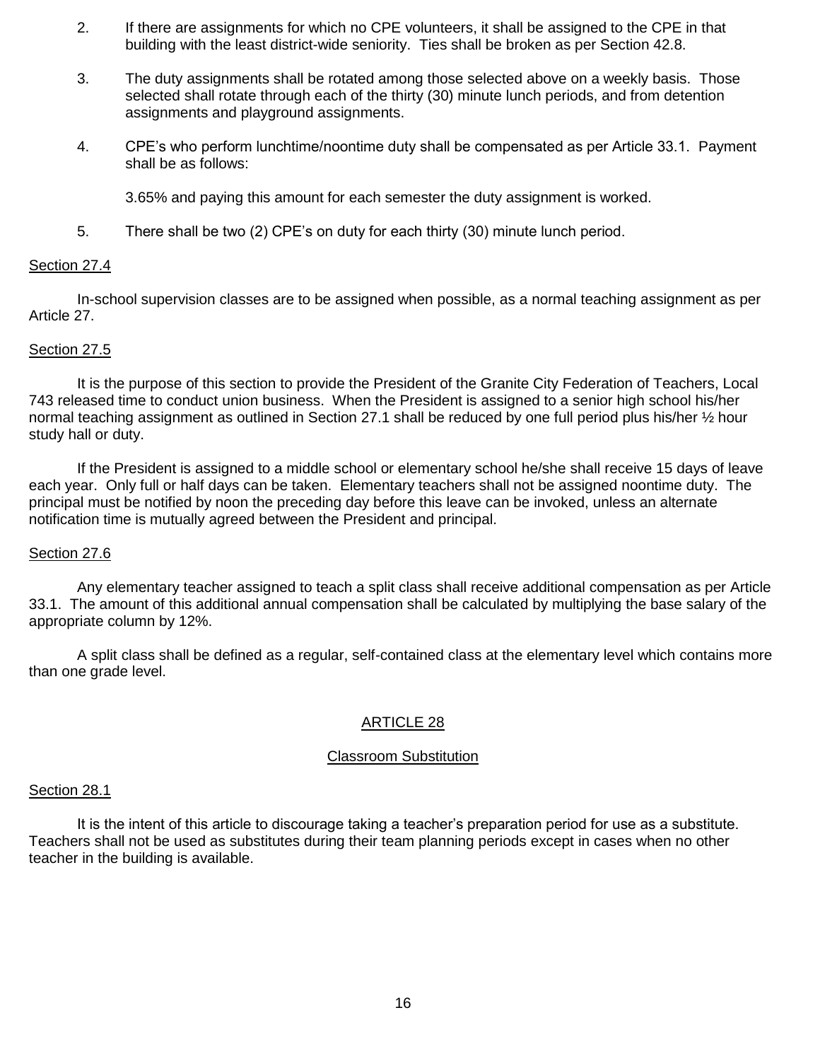2. If there are assignments for which no CPE volunteers, it shall be assigned to the CPE in that building with the least district-wide seniority. Ties shall be broken as per Section 42.8.

3. The duty assignments shall be rotated among those selected above on a weekly basis. Those selected shall rotate through each of the thirty (30) minute lunch periods, and from detention assignments and playground assignments.

4. CPE's who perform lunchtime/noontime duty shall be compensated as per Article 33.1. Payment shall be as follows:

   3.65% and paying this amount for each semester the duty assignment is worked.

5. There shall be two (2) CPE's on duty for each thirty (30) minute lunch period.

Section 27.4

In-school supervision classes are to be assigned when possible, as a normal teaching assignment as per Article 27.

Section 27.5

It is the purpose of this section to provide the President of the Granite City Federation of Teachers, Local 743 released time to conduct union business. When the President is assigned to a senior high school his/her normal teaching assignment as outlined in Section 27.1 shall be reduced by one full period plus his/her ½ hour study hall or duty.

If the President is assigned to a middle school or elementary school he/she shall receive 15 days of leave each year. Only full or half days can be taken. Elementary teachers shall not be assigned noontime duty. The principal must be notified by noon the preceding day before this leave can be invoked, unless an alternate notification time is mutually agreed between the President and principal.

Section 27.6

Any elementary teacher assigned to teach a split class shall receive additional compensation as per Article 33.1. The amount of this additional annual compensation shall be calculated by multiplying the base salary of the appropriate column by 12%.

A split class shall be defined as a regular, self-contained class at the elementary level which contains more than one grade level.

## ARTICLE 28

### Classroom Substitution

Section 28.1

It is the intent of this article to discourage taking a teacher's preparation period for use as a substitute. Teachers shall not be used as substitutes during their team planning periods except in cases when no other teacher in the building is available.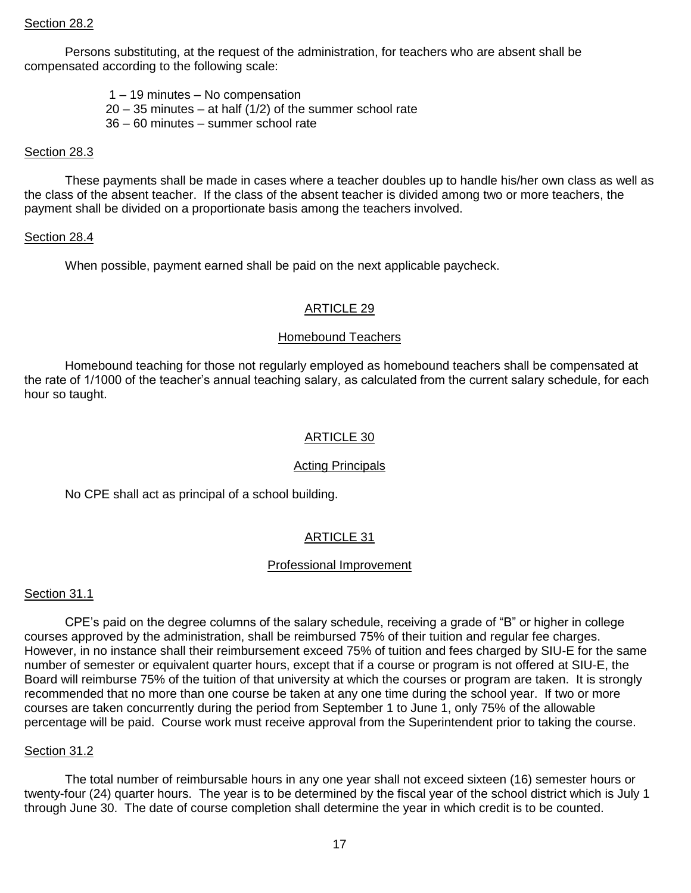Section 28.2

Persons substituting, at the request of the administration, for teachers who are absent shall be compensated according to the following scale:

1 – 19 minutes – No compensation
20 – 35 minutes – at half (1/2) of the summer school rate
36 – 60 minutes – summer school rate

Section 28.3

These payments shall be made in cases where a teacher doubles up to handle his/her own class as well as the class of the absent teacher. If the class of the absent teacher is divided among two or more teachers, the payment shall be divided on a proportionate basis among the teachers involved.

Section 28.4

When possible, payment earned shall be paid on the next applicable paycheck.

## ARTICLE 29

### Homebound Teachers

Homebound teaching for those not regularly employed as homebound teachers shall be compensated at the rate of 1/1000 of the teacher's annual teaching salary, as calculated from the current salary schedule, for each hour so taught.

## ARTICLE 30

### Acting Principals

No CPE shall act as principal of a school building.

## ARTICLE 31

### Professional Improvement

Section 31.1

CPE's paid on the degree columns of the salary schedule, receiving a grade of "B" or higher in college courses approved by the administration, shall be reimbursed 75% of their tuition and regular fee charges. However, in no instance shall their reimbursement exceed 75% of tuition and fees charged by SIU-E for the same number of semester or equivalent quarter hours, except that if a course or program is not offered at SIU-E, the Board will reimburse 75% of the tuition of that university at which the courses or program are taken. It is strongly recommended that no more than one course be taken at any one time during the school year. If two or more courses are taken concurrently during the period from September 1 to June 1, only 75% of the allowable percentage will be paid. Course work must receive approval from the Superintendent prior to taking the course.

Section 31.2

The total number of reimbursable hours in any one year shall not exceed sixteen (16) semester hours or twenty-four (24) quarter hours. The year is to be determined by the fiscal year of the school district which is July 1 through June 30. The date of course completion shall determine the year in which credit is to be counted.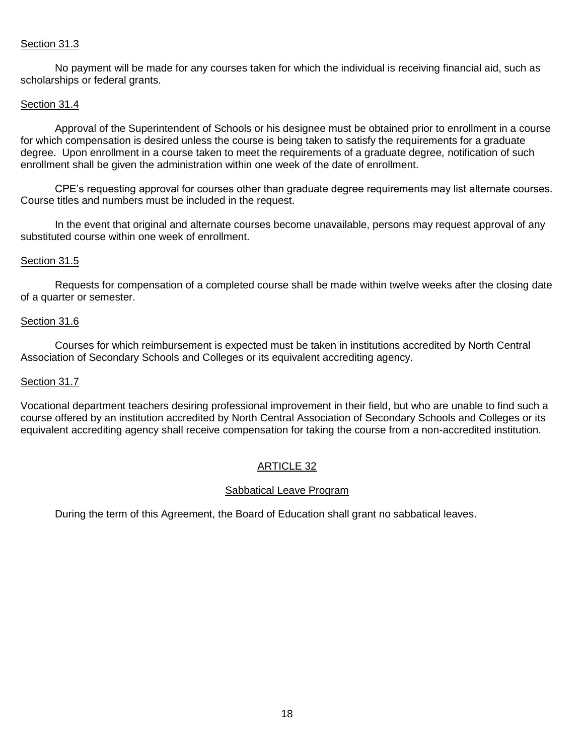Section 31.3

No payment will be made for any courses taken for which the individual is receiving financial aid, such as scholarships or federal grants.

Section 31.4

Approval of the Superintendent of Schools or his designee must be obtained prior to enrollment in a course for which compensation is desired unless the course is being taken to satisfy the requirements for a graduate degree. Upon enrollment in a course taken to meet the requirements of a graduate degree, notification of such enrollment shall be given the administration within one week of the date of enrollment.

CPE's requesting approval for courses other than graduate degree requirements may list alternate courses. Course titles and numbers must be included in the request.

In the event that original and alternate courses become unavailable, persons may request approval of any substituted course within one week of enrollment.

Section 31.5

Requests for compensation of a completed course shall be made within twelve weeks after the closing date of a quarter or semester.

Section 31.6

Courses for which reimbursement is expected must be taken in institutions accredited by North Central Association of Secondary Schools and Colleges or its equivalent accrediting agency.

Section 31.7

Vocational department teachers desiring professional improvement in their field, but who are unable to find such a course offered by an institution accredited by North Central Association of Secondary Schools and Colleges or its equivalent accrediting agency shall receive compensation for taking the course from a non-accredited institution.

## ARTICLE 32

### Sabbatical Leave Program

During the term of this Agreement, the Board of Education shall grant no sabbatical leaves.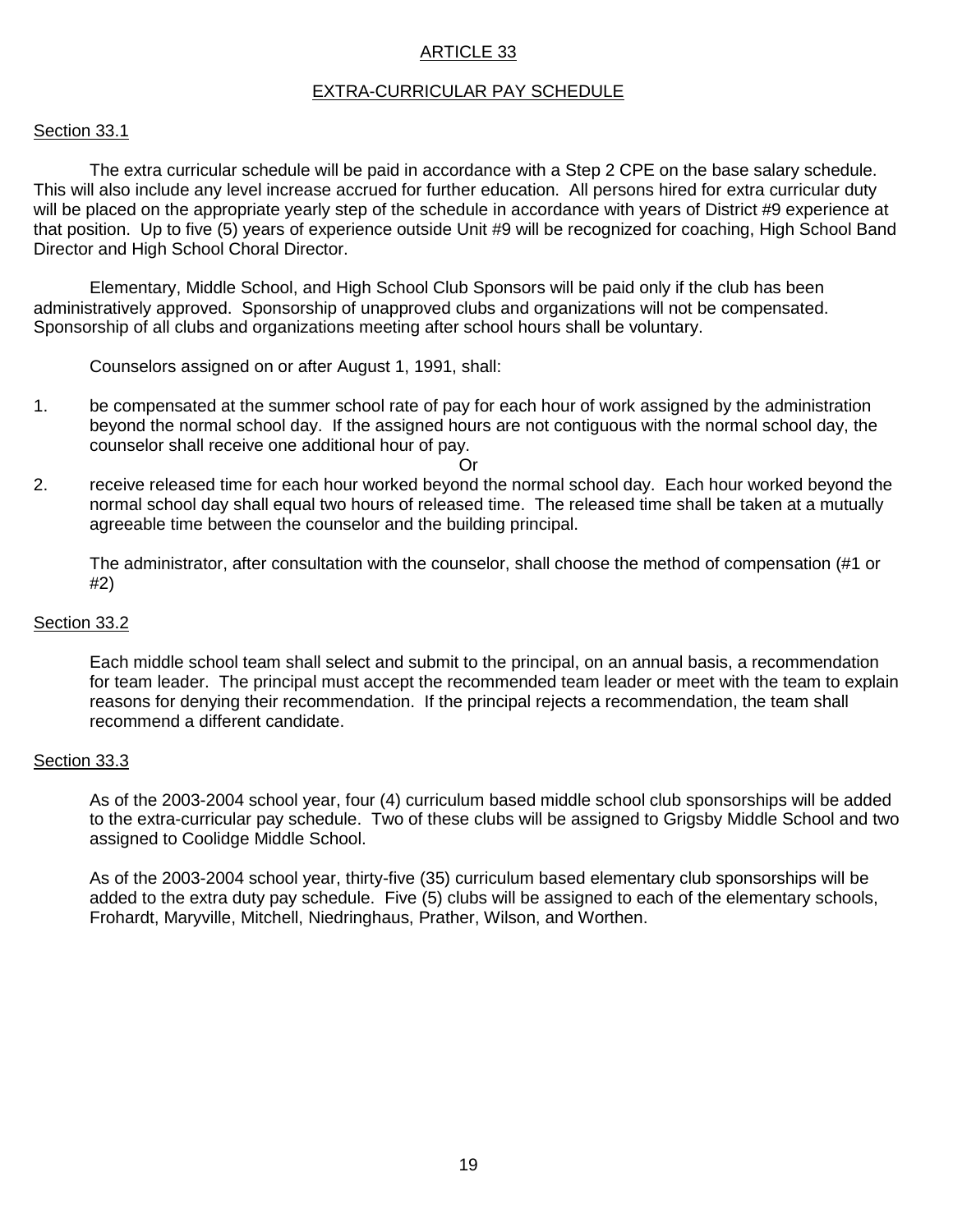# ARTICLE 33

## EXTRA-CURRICULAR PAY SCHEDULE

### Section 33.1

The extra curricular schedule will be paid in accordance with a Step 2 CPE on the base salary schedule. This will also include any level increase accrued for further education. All persons hired for extra curricular duty will be placed on the appropriate yearly step of the schedule in accordance with years of District #9 experience at that position. Up to five (5) years of experience outside Unit #9 will be recognized for coaching, High School Band Director and High School Choral Director.

Elementary, Middle School, and High School Club Sponsors will be paid only if the club has been administratively approved. Sponsorship of unapproved clubs and organizations will not be compensated. Sponsorship of all clubs and organizations meeting after school hours shall be voluntary.

Counselors assigned on or after August 1, 1991, shall:

1. be compensated at the summer school rate of pay for each hour of work assigned by the administration beyond the normal school day. If the assigned hours are not contiguous with the normal school day, the counselor shall receive one additional hour of pay.

   Or

2. receive released time for each hour worked beyond the normal school day. Each hour worked beyond the normal school day shall equal two hours of released time. The released time shall be taken at a mutually agreeable time between the counselor and the building principal.

The administrator, after consultation with the counselor, shall choose the method of compensation (#1 or #2)

### Section 33.2

Each middle school team shall select and submit to the principal, on an annual basis, a recommendation for team leader. The principal must accept the recommended team leader or meet with the team to explain reasons for denying their recommendation. If the principal rejects a recommendation, the team shall recommend a different candidate.

### Section 33.3

As of the 2003-2004 school year, four (4) curriculum based middle school club sponsorships will be added to the extra-curricular pay schedule. Two of these clubs will be assigned to Grigsby Middle School and two assigned to Coolidge Middle School.

As of the 2003-2004 school year, thirty-five (35) curriculum based elementary club sponsorships will be added to the extra duty pay schedule. Five (5) clubs will be assigned to each of the elementary schools, Frohardt, Maryville, Mitchell, Niedringhaus, Prather, Wilson, and Worthen.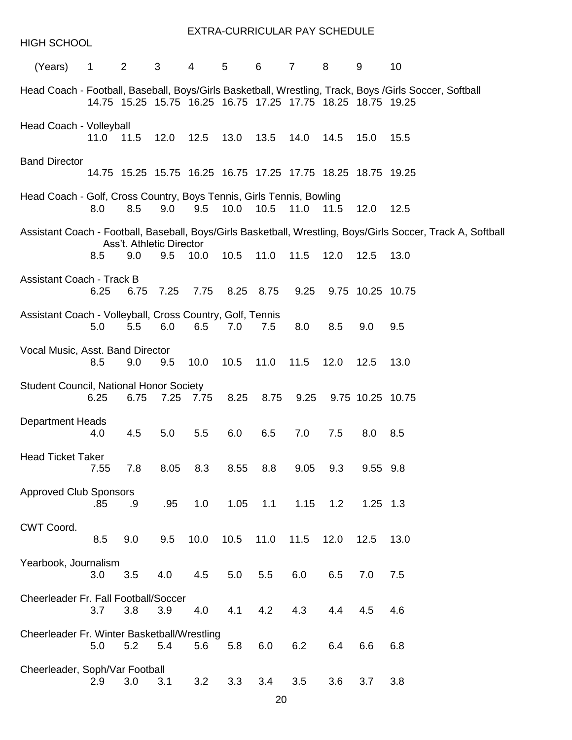# EXTRA-CURRICULAR PAY SCHEDULE

HIGH SCHOOL

| (Years) | 1 | 2 | 3 | 4 | 5 | 6 | 7 | 8 | 9 | 10 |
|---|---|---|---|---|---|---|---|---|---|---|
| Head Coach - Football, Baseball, Boys/Girls Basketball, Wrestling, Track, Boys /Girls Soccer, Softball | 14.75 | 15.25 | 15.75 | 16.25 | 16.75 | 17.25 | 17.75 | 18.25 | 18.75 | 19.25 |
| Head Coach - Volleyball | 11.0 | 11.5 | 12.0 | 12.5 | 13.0 | 13.5 | 14.0 | 14.5 | 15.0 | 15.5 |
| Band Director | 14.75 | 15.25 | 15.75 | 16.25 | 16.75 | 17.25 | 17.75 | 18.25 | 18.75 | 19.25 |
| Head Coach - Golf, Cross Country, Boys Tennis, Girls Tennis, Bowling | 8.0 | 8.5 | 9.0 | 9.5 | 10.0 | 10.5 | 11.0 | 11.5 | 12.0 | 12.5 |
| Assistant Coach - Football, Baseball, Boys/Girls Basketball, Wrestling, Boys/Girls Soccer, Track A, Softball; Ass't. Athletic Director | 8.5 | 9.0 | 9.5 | 10.0 | 10.5 | 11.0 | 11.5 | 12.0 | 12.5 | 13.0 |
| Assistant Coach - Track B | 6.25 | 6.75 | 7.25 | 7.75 | 8.25 | 8.75 | 9.25 | 9.75 | 10.25 | 10.75 |
| Assistant Coach - Volleyball, Cross Country, Golf, Tennis | 5.0 | 5.5 | 6.0 | 6.5 | 7.0 | 7.5 | 8.0 | 8.5 | 9.0 | 9.5 |
| Vocal Music, Asst. Band Director | 8.5 | 9.0 | 9.5 | 10.0 | 10.5 | 11.0 | 11.5 | 12.0 | 12.5 | 13.0 |
| Student Council, National Honor Society | 6.25 | 6.75 | 7.25 | 7.75 | 8.25 | 8.75 | 9.25 | 9.75 | 10.25 | 10.75 |
| Department Heads | 4.0 | 4.5 | 5.0 | 5.5 | 6.0 | 6.5 | 7.0 | 7.5 | 8.0 | 8.5 |
| Head Ticket Taker | 7.55 | 7.8 | 8.05 | 8.3 | 8.55 | 8.8 | 9.05 | 9.3 | 9.55 | 9.8 |
| Approved Club Sponsors | .85 | .9 | .95 | 1.0 | 1.05 | 1.1 | 1.15 | 1.2 | 1.25 | 1.3 |
| CWT Coord. | 8.5 | 9.0 | 9.5 | 10.0 | 10.5 | 11.0 | 11.5 | 12.0 | 12.5 | 13.0 |
| Yearbook, Journalism | 3.0 | 3.5 | 4.0 | 4.5 | 5.0 | 5.5 | 6.0 | 6.5 | 7.0 | 7.5 |
| Cheerleader Fr. Fall Football/Soccer | 3.7 | 3.8 | 3.9 | 4.0 | 4.1 | 4.2 | 4.3 | 4.4 | 4.5 | 4.6 |
| Cheerleader Fr. Winter Basketball/Wrestling | 5.0 | 5.2 | 5.4 | 5.6 | 5.8 | 6.0 | 6.2 | 6.4 | 6.6 | 6.8 |
| Cheerleader, Soph/Var Football | 2.9 | 3.0 | 3.1 | 3.2 | 3.3 | 3.4 | 3.5 | 3.6 | 3.7 | 3.8 |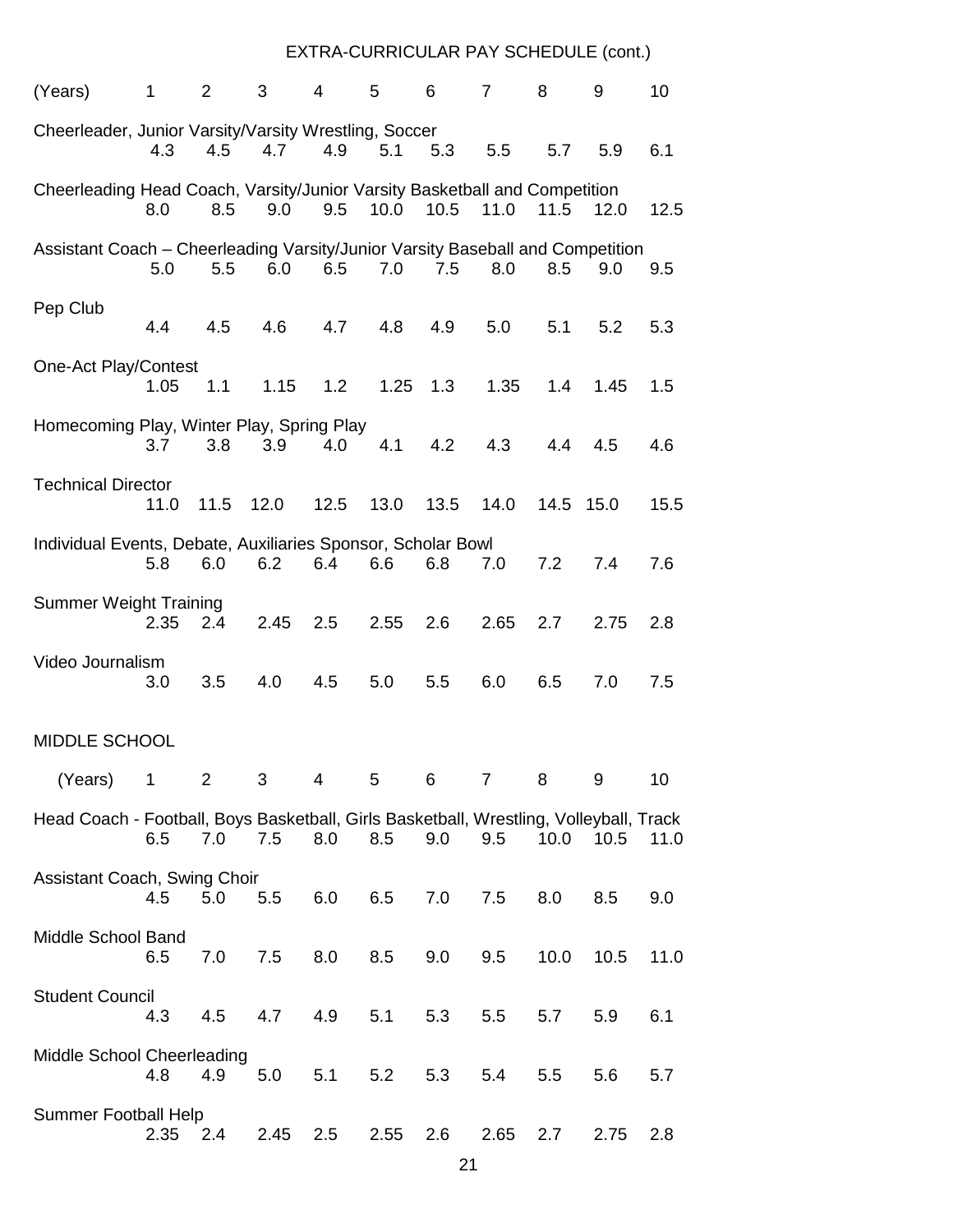EXTRA-CURRICULAR PAY SCHEDULE (cont.)

| (Years) | 1 | 2 | 3 | 4 | 5 | 6 | 7 | 8 | 9 | 10 |
|---|---|---|---|---|---|---|---|---|---|---|
| Cheerleader, Junior Varsity/Varsity Wrestling, Soccer | 4.3 | 4.5 | 4.7 | 4.9 | 5.1 | 5.3 | 5.5 | 5.7 | 5.9 | 6.1 |
| Cheerleading Head Coach, Varsity/Junior Varsity Basketball and Competition | 8.0 | 8.5 | 9.0 | 9.5 | 10.0 | 10.5 | 11.0 | 11.5 | 12.0 | 12.5 |
| Assistant Coach – Cheerleading Varsity/Junior Varsity Baseball and Competition | 5.0 | 5.5 | 6.0 | 6.5 | 7.0 | 7.5 | 8.0 | 8.5 | 9.0 | 9.5 |
| Pep Club | 4.4 | 4.5 | 4.6 | 4.7 | 4.8 | 4.9 | 5.0 | 5.1 | 5.2 | 5.3 |
| One-Act Play/Contest | 1.05 | 1.1 | 1.15 | 1.2 | 1.25 | 1.3 | 1.35 | 1.4 | 1.45 | 1.5 |
| Homecoming Play, Winter Play, Spring Play | 3.7 | 3.8 | 3.9 | 4.0 | 4.1 | 4.2 | 4.3 | 4.4 | 4.5 | 4.6 |
| Technical Director | 11.0 | 11.5 | 12.0 | 12.5 | 13.0 | 13.5 | 14.0 | 14.5 | 15.0 | 15.5 |
| Individual Events, Debate, Auxiliaries Sponsor, Scholar Bowl | 5.8 | 6.0 | 6.2 | 6.4 | 6.6 | 6.8 | 7.0 | 7.2 | 7.4 | 7.6 |
| Summer Weight Training | 2.35 | 2.4 | 2.45 | 2.5 | 2.55 | 2.6 | 2.65 | 2.7 | 2.75 | 2.8 |
| Video Journalism | 3.0 | 3.5 | 4.0 | 4.5 | 5.0 | 5.5 | 6.0 | 6.5 | 7.0 | 7.5 |

MIDDLE SCHOOL

| (Years) | 1 | 2 | 3 | 4 | 5 | 6 | 7 | 8 | 9 | 10 |
|---|---|---|---|---|---|---|---|---|---|---|
| Head Coach - Football, Boys Basketball, Girls Basketball, Wrestling, Volleyball, Track | 6.5 | 7.0 | 7.5 | 8.0 | 8.5 | 9.0 | 9.5 | 10.0 | 10.5 | 11.0 |
| Assistant Coach, Swing Choir | 4.5 | 5.0 | 5.5 | 6.0 | 6.5 | 7.0 | 7.5 | 8.0 | 8.5 | 9.0 |
| Middle School Band | 6.5 | 7.0 | 7.5 | 8.0 | 8.5 | 9.0 | 9.5 | 10.0 | 10.5 | 11.0 |
| Student Council | 4.3 | 4.5 | 4.7 | 4.9 | 5.1 | 5.3 | 5.5 | 5.7 | 5.9 | 6.1 |
| Middle School Cheerleading | 4.8 | 4.9 | 5.0 | 5.1 | 5.2 | 5.3 | 5.4 | 5.5 | 5.6 | 5.7 |
| Summer Football Help | 2.35 | 2.4 | 2.45 | 2.5 | 2.55 | 2.6 | 2.65 | 2.7 | 2.75 | 2.8 |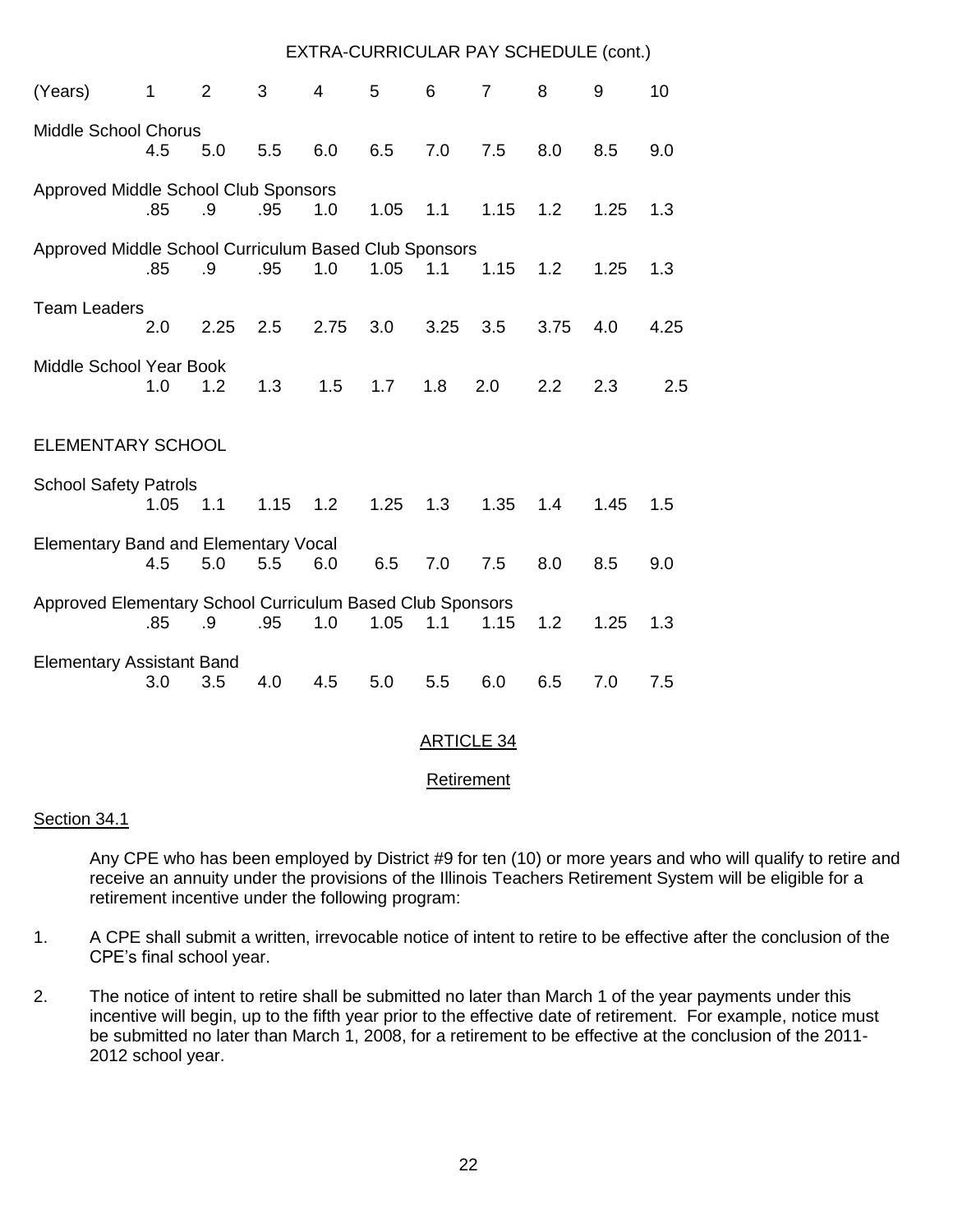EXTRA-CURRICULAR PAY SCHEDULE (cont.)

| (Years) | 1 | 2 | 3 | 4 | 5 | 6 | 7 | 8 | 9 | 10 |
|---|---|---|---|---|---|---|---|---|---|---|
| Middle School Chorus | 4.5 | 5.0 | 5.5 | 6.0 | 6.5 | 7.0 | 7.5 | 8.0 | 8.5 | 9.0 |
| Approved Middle School Club Sponsors | .85 | .9 | .95 | 1.0 | 1.05 | 1.1 | 1.15 | 1.2 | 1.25 | 1.3 |
| Approved Middle School Curriculum Based Club Sponsors | .85 | .9 | .95 | 1.0 | 1.05 | 1.1 | 1.15 | 1.2 | 1.25 | 1.3 |
| Team Leaders | 2.0 | 2.25 | 2.5 | 2.75 | 3.0 | 3.25 | 3.5 | 3.75 | 4.0 | 4.25 |
| Middle School Year Book | 1.0 | 1.2 | 1.3 | 1.5 | 1.7 | 1.8 | 2.0 | 2.2 | 2.3 | 2.5 |
| **ELEMENTARY SCHOOL** | | | | | | | | | | |
| School Safety Patrols | 1.05 | 1.1 | 1.15 | 1.2 | 1.25 | 1.3 | 1.35 | 1.4 | 1.45 | 1.5 |
| Elementary Band and Elementary Vocal | 4.5 | 5.0 | 5.5 | 6.0 | 6.5 | 7.0 | 7.5 | 8.0 | 8.5 | 9.0 |
| Approved Elementary School Curriculum Based Club Sponsors | .85 | .9 | .95 | 1.0 | 1.05 | 1.1 | 1.15 | 1.2 | 1.25 | 1.3 |
| Elementary Assistant Band | 3.0 | 3.5 | 4.0 | 4.5 | 5.0 | 5.5 | 6.0 | 6.5 | 7.0 | 7.5 |

## ARTICLE 34

### Retirement

Section 34.1

Any CPE who has been employed by District #9 for ten (10) or more years and who will qualify to retire and receive an annuity under the provisions of the Illinois Teachers Retirement System will be eligible for a retirement incentive under the following program:

1. A CPE shall submit a written, irrevocable notice of intent to retire to be effective after the conclusion of the CPE's final school year.

2. The notice of intent to retire shall be submitted no later than March 1 of the year payments under this incentive will begin, up to the fifth year prior to the effective date of retirement. For example, notice must be submitted no later than March 1, 2008, for a retirement to be effective at the conclusion of the 2011-2012 school year.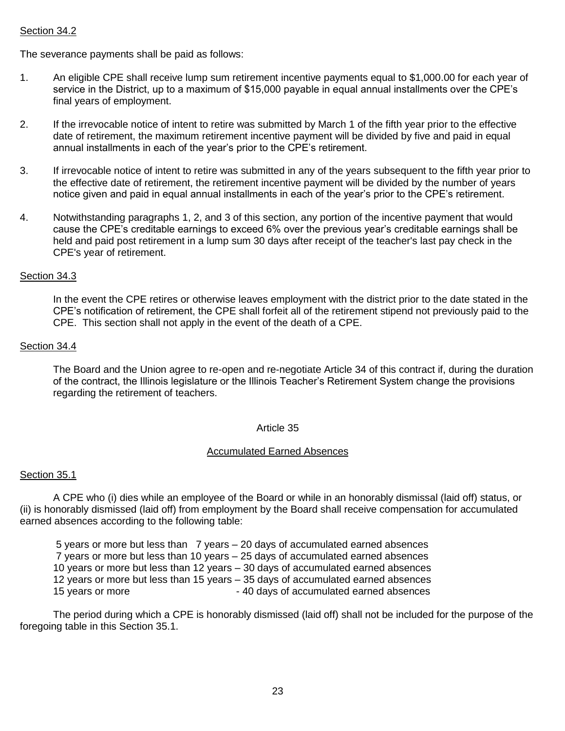Section 34.2

The severance payments shall be paid as follows:

1. An eligible CPE shall receive lump sum retirement incentive payments equal to $1,000.00 for each year of service in the District, up to a maximum of $15,000 payable in equal annual installments over the CPE's final years of employment.

2. If the irrevocable notice of intent to retire was submitted by March 1 of the fifth year prior to the effective date of retirement, the maximum retirement incentive payment will be divided by five and paid in equal annual installments in each of the year's prior to the CPE's retirement.

3. If irrevocable notice of intent to retire was submitted in any of the years subsequent to the fifth year prior to the effective date of retirement, the retirement incentive payment will be divided by the number of years notice given and paid in equal annual installments in each of the year's prior to the CPE's retirement.

4. Notwithstanding paragraphs 1, 2, and 3 of this section, any portion of the incentive payment that would cause the CPE's creditable earnings to exceed 6% over the previous year's creditable earnings shall be held and paid post retirement in a lump sum 30 days after receipt of the teacher's last pay check in the CPE's year of retirement.

Section 34.3

In the event the CPE retires or otherwise leaves employment with the district prior to the date stated in the CPE's notification of retirement, the CPE shall forfeit all of the retirement stipend not previously paid to the CPE. This section shall not apply in the event of the death of a CPE.

Section 34.4

The Board and the Union agree to re-open and re-negotiate Article 34 of this contract if, during the duration of the contract, the Illinois legislature or the Illinois Teacher's Retirement System change the provisions regarding the retirement of teachers.

## Article 35

## Accumulated Earned Absences

Section 35.1

A CPE who (i) dies while an employee of the Board or while in an honorably dismissal (laid off) status, or (ii) is honorably dismissed (laid off) from employment by the Board shall receive compensation for accumulated earned absences according to the following table:

5 years or more but less than 7 years – 20 days of accumulated earned absences
7 years or more but less than 10 years – 25 days of accumulated earned absences
10 years or more but less than 12 years – 30 days of accumulated earned absences
12 years or more but less than 15 years – 35 days of accumulated earned absences
15 years or more - 40 days of accumulated earned absences

The period during which a CPE is honorably dismissed (laid off) shall not be included for the purpose of the foregoing table in this Section 35.1.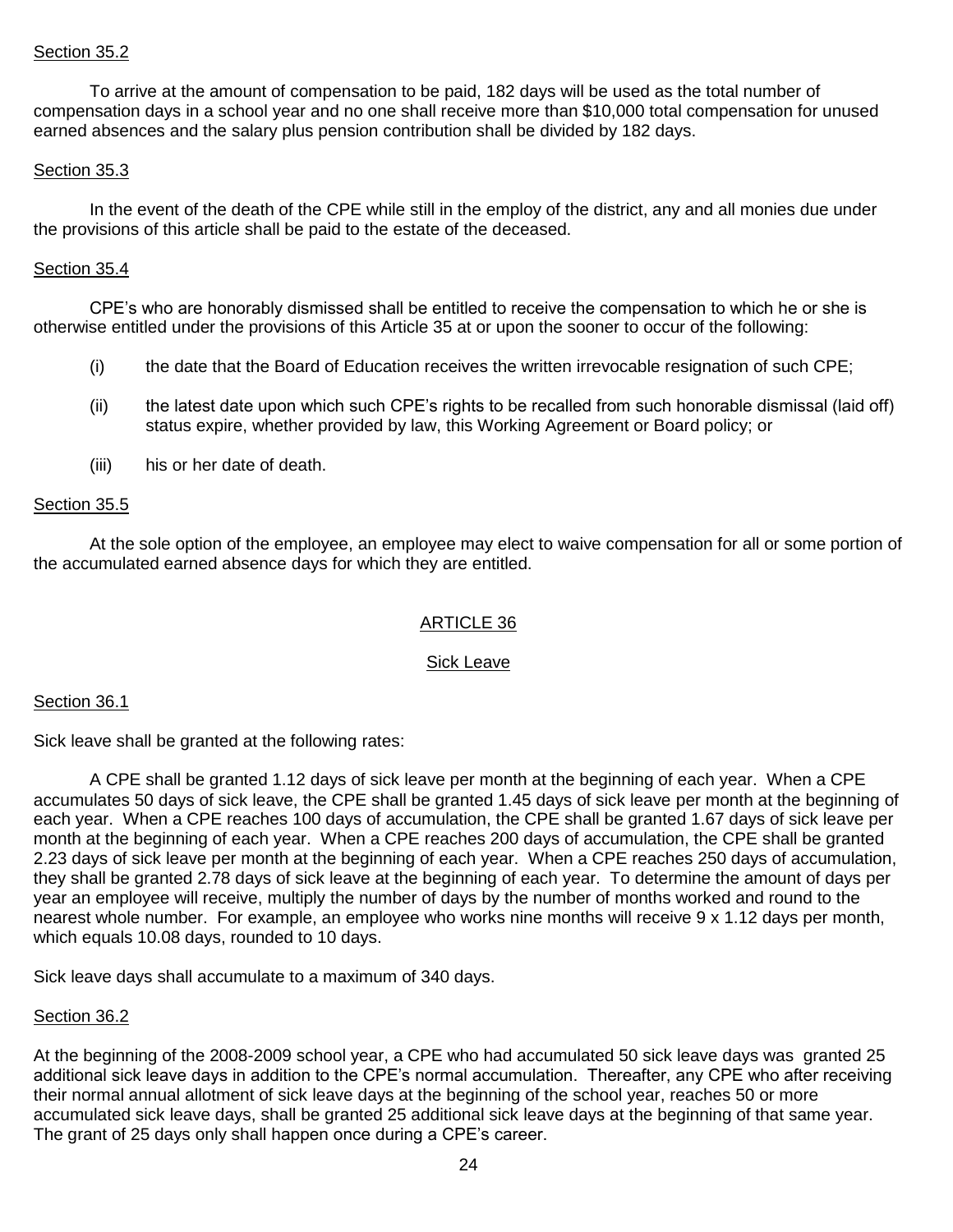Section 35.2

To arrive at the amount of compensation to be paid, 182 days will be used as the total number of compensation days in a school year and no one shall receive more than $10,000 total compensation for unused earned absences and the salary plus pension contribution shall be divided by 182 days.

Section 35.3

In the event of the death of the CPE while still in the employ of the district, any and all monies due under the provisions of this article shall be paid to the estate of the deceased.

Section 35.4

CPE's who are honorably dismissed shall be entitled to receive the compensation to which he or she is otherwise entitled under the provisions of this Article 35 at or upon the sooner to occur of the following:

(i) the date that the Board of Education receives the written irrevocable resignation of such CPE;

(ii) the latest date upon which such CPE's rights to be recalled from such honorable dismissal (laid off) status expire, whether provided by law, this Working Agreement or Board policy; or

(iii) his or her date of death.

Section 35.5

At the sole option of the employee, an employee may elect to waive compensation for all or some portion of the accumulated earned absence days for which they are entitled.

## ARTICLE 36

### Sick Leave

Section 36.1

Sick leave shall be granted at the following rates:

A CPE shall be granted 1.12 days of sick leave per month at the beginning of each year. When a CPE accumulates 50 days of sick leave, the CPE shall be granted 1.45 days of sick leave per month at the beginning of each year. When a CPE reaches 100 days of accumulation, the CPE shall be granted 1.67 days of sick leave per month at the beginning of each year. When a CPE reaches 200 days of accumulation, the CPE shall be granted 2.23 days of sick leave per month at the beginning of each year. When a CPE reaches 250 days of accumulation, they shall be granted 2.78 days of sick leave at the beginning of each year. To determine the amount of days per year an employee will receive, multiply the number of days by the number of months worked and round to the nearest whole number. For example, an employee who works nine months will receive 9 x 1.12 days per month, which equals 10.08 days, rounded to 10 days.

Sick leave days shall accumulate to a maximum of 340 days.

Section 36.2

At the beginning of the 2008-2009 school year, a CPE who had accumulated 50 sick leave days was granted 25 additional sick leave days in addition to the CPE's normal accumulation. Thereafter, any CPE who after receiving their normal annual allotment of sick leave days at the beginning of the school year, reaches 50 or more accumulated sick leave days, shall be granted 25 additional sick leave days at the beginning of that same year. The grant of 25 days only shall happen once during a CPE's career.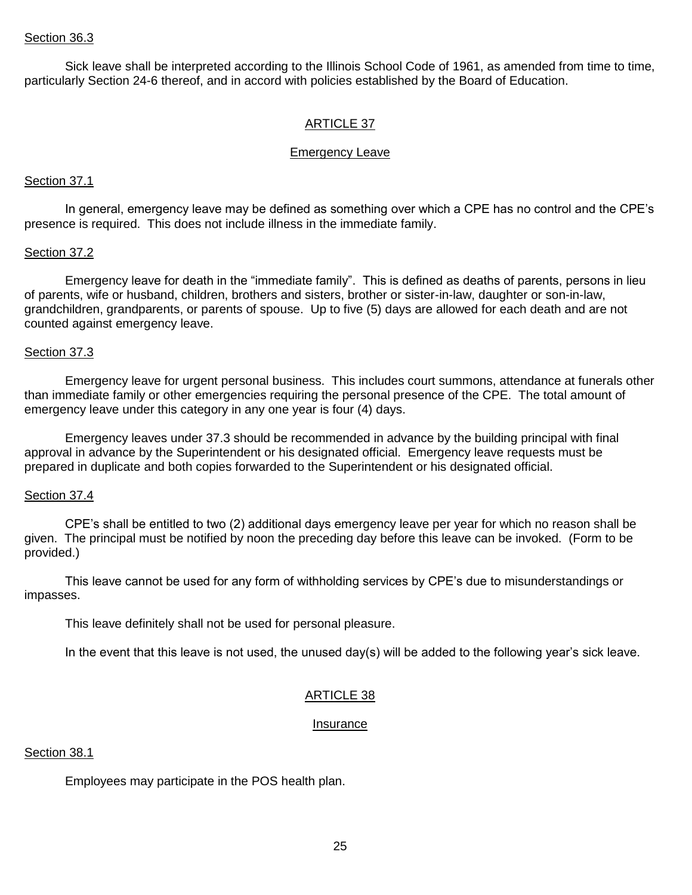Section 36.3

Sick leave shall be interpreted according to the Illinois School Code of 1961, as amended from time to time, particularly Section 24-6 thereof, and in accord with policies established by the Board of Education.

## ARTICLE 37

### Emergency Leave

Section 37.1

In general, emergency leave may be defined as something over which a CPE has no control and the CPE's presence is required. This does not include illness in the immediate family.

Section 37.2

Emergency leave for death in the "immediate family". This is defined as deaths of parents, persons in lieu of parents, wife or husband, children, brothers and sisters, brother or sister-in-law, daughter or son-in-law, grandchildren, grandparents, or parents of spouse. Up to five (5) days are allowed for each death and are not counted against emergency leave.

Section 37.3

Emergency leave for urgent personal business. This includes court summons, attendance at funerals other than immediate family or other emergencies requiring the personal presence of the CPE. The total amount of emergency leave under this category in any one year is four (4) days.

Emergency leaves under 37.3 should be recommended in advance by the building principal with final approval in advance by the Superintendent or his designated official. Emergency leave requests must be prepared in duplicate and both copies forwarded to the Superintendent or his designated official.

Section 37.4

CPE's shall be entitled to two (2) additional days emergency leave per year for which no reason shall be given. The principal must be notified by noon the preceding day before this leave can be invoked. (Form to be provided.)

This leave cannot be used for any form of withholding services by CPE's due to misunderstandings or impasses.

This leave definitely shall not be used for personal pleasure.

In the event that this leave is not used, the unused day(s) will be added to the following year's sick leave.

## ARTICLE 38

### Insurance

Section 38.1

Employees may participate in the POS health plan.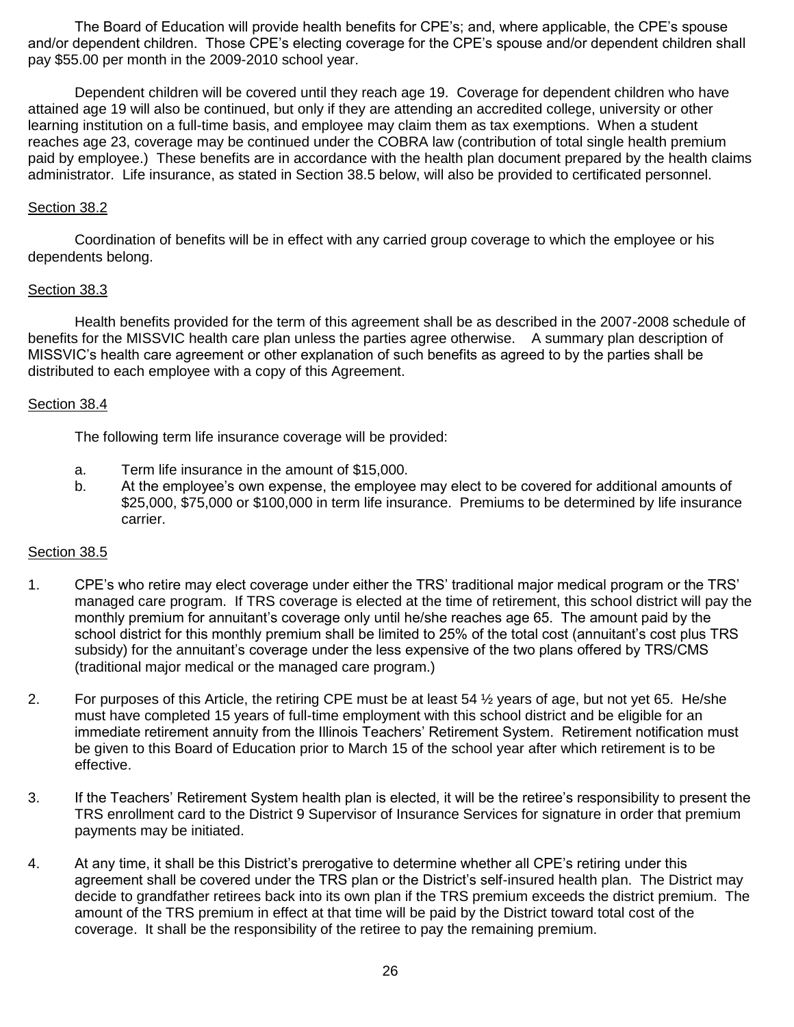The Board of Education will provide health benefits for CPE's; and, where applicable, the CPE's spouse and/or dependent children. Those CPE's electing coverage for the CPE's spouse and/or dependent children shall pay $55.00 per month in the 2009-2010 school year.

Dependent children will be covered until they reach age 19. Coverage for dependent children who have attained age 19 will also be continued, but only if they are attending an accredited college, university or other learning institution on a full-time basis, and employee may claim them as tax exemptions. When a student reaches age 23, coverage may be continued under the COBRA law (contribution of total single health premium paid by employee.) These benefits are in accordance with the health plan document prepared by the health claims administrator. Life insurance, as stated in Section 38.5 below, will also be provided to certificated personnel.

Section 38.2

Coordination of benefits will be in effect with any carried group coverage to which the employee or his dependents belong.

Section 38.3

Health benefits provided for the term of this agreement shall be as described in the 2007-2008 schedule of benefits for the MISSVIC health care plan unless the parties agree otherwise. A summary plan description of MISSVIC's health care agreement or other explanation of such benefits as agreed to by the parties shall be distributed to each employee with a copy of this Agreement.

Section 38.4

The following term life insurance coverage will be provided:

a. Term life insurance in the amount of $15,000.
b. At the employee's own expense, the employee may elect to be covered for additional amounts of $25,000, $75,000 or $100,000 in term life insurance. Premiums to be determined by life insurance carrier.

Section 38.5

1. CPE's who retire may elect coverage under either the TRS' traditional major medical program or the TRS' managed care program. If TRS coverage is elected at the time of retirement, this school district will pay the monthly premium for annuitant's coverage only until he/she reaches age 65. The amount paid by the school district for this monthly premium shall be limited to 25% of the total cost (annuitant's cost plus TRS subsidy) for the annuitant's coverage under the less expensive of the two plans offered by TRS/CMS (traditional major medical or the managed care program.)

2. For purposes of this Article, the retiring CPE must be at least 54 ½ years of age, but not yet 65. He/she must have completed 15 years of full-time employment with this school district and be eligible for an immediate retirement annuity from the Illinois Teachers' Retirement System. Retirement notification must be given to this Board of Education prior to March 15 of the school year after which retirement is to be effective.

3. If the Teachers' Retirement System health plan is elected, it will be the retiree's responsibility to present the TRS enrollment card to the District 9 Supervisor of Insurance Services for signature in order that premium payments may be initiated.

4. At any time, it shall be this District's prerogative to determine whether all CPE's retiring under this agreement shall be covered under the TRS plan or the District's self-insured health plan. The District may decide to grandfather retirees back into its own plan if the TRS premium exceeds the district premium. The amount of the TRS premium in effect at that time will be paid by the District toward total cost of the coverage. It shall be the responsibility of the retiree to pay the remaining premium.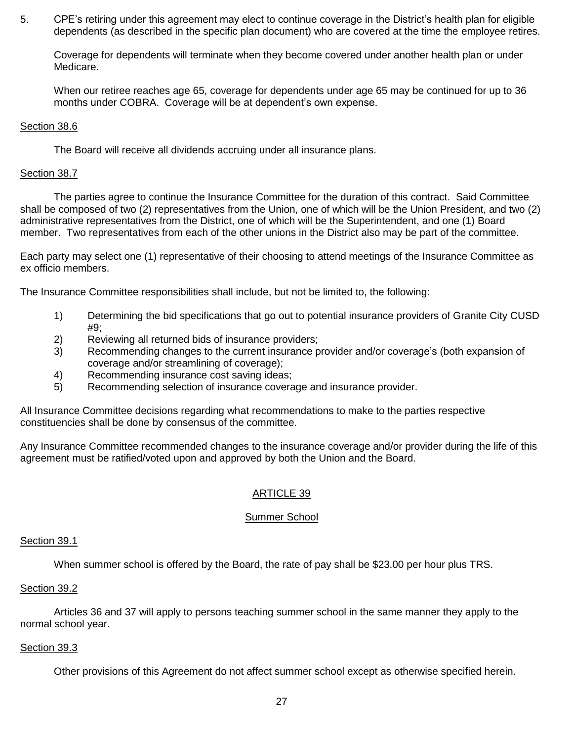5. CPE's retiring under this agreement may elect to continue coverage in the District's health plan for eligible dependents (as described in the specific plan document) who are covered at the time the employee retires.

   Coverage for dependents will terminate when they become covered under another health plan or under Medicare.

   When our retiree reaches age 65, coverage for dependents under age 65 may be continued for up to 36 months under COBRA. Coverage will be at dependent's own expense.

Section 38.6

The Board will receive all dividends accruing under all insurance plans.

Section 38.7

The parties agree to continue the Insurance Committee for the duration of this contract. Said Committee shall be composed of two (2) representatives from the Union, one of which will be the Union President, and two (2) administrative representatives from the District, one of which will be the Superintendent, and one (1) Board member. Two representatives from each of the other unions in the District also may be part of the committee.

Each party may select one (1) representative of their choosing to attend meetings of the Insurance Committee as ex officio members.

The Insurance Committee responsibilities shall include, but not be limited to, the following:

1) Determining the bid specifications that go out to potential insurance providers of Granite City CUSD #9;
2) Reviewing all returned bids of insurance providers;
3) Recommending changes to the current insurance provider and/or coverage's (both expansion of coverage and/or streamlining of coverage);
4) Recommending insurance cost saving ideas;
5) Recommending selection of insurance coverage and insurance provider.

All Insurance Committee decisions regarding what recommendations to make to the parties respective constituencies shall be done by consensus of the committee.

Any Insurance Committee recommended changes to the insurance coverage and/or provider during the life of this agreement must be ratified/voted upon and approved by both the Union and the Board.

## ARTICLE 39

### Summer School

Section 39.1

When summer school is offered by the Board, the rate of pay shall be $23.00 per hour plus TRS.

Section 39.2

Articles 36 and 37 will apply to persons teaching summer school in the same manner they apply to the normal school year.

Section 39.3

Other provisions of this Agreement do not affect summer school except as otherwise specified herein.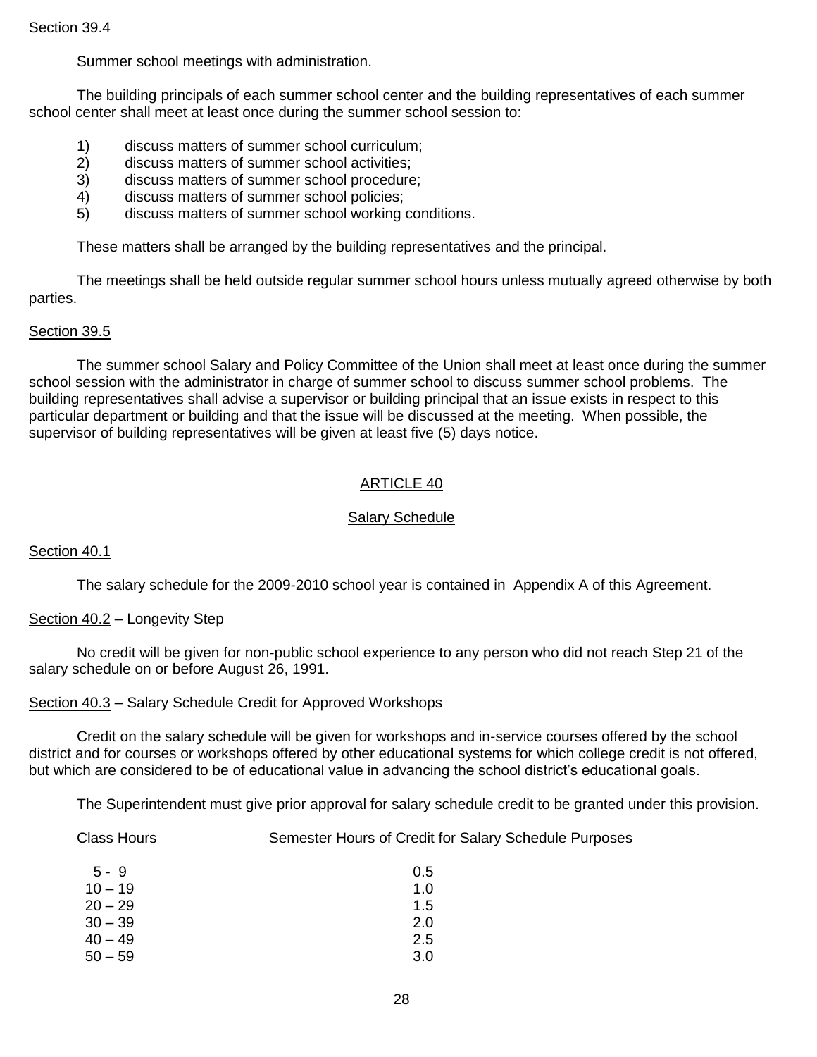Section 39.4

Summer school meetings with administration.

The building principals of each summer school center and the building representatives of each summer school center shall meet at least once during the summer school session to:

1) discuss matters of summer school curriculum;
2) discuss matters of summer school activities;
3) discuss matters of summer school procedure;
4) discuss matters of summer school policies;
5) discuss matters of summer school working conditions.

These matters shall be arranged by the building representatives and the principal.

The meetings shall be held outside regular summer school hours unless mutually agreed otherwise by both parties.

Section 39.5

The summer school Salary and Policy Committee of the Union shall meet at least once during the summer school session with the administrator in charge of summer school to discuss summer school problems. The building representatives shall advise a supervisor or building principal that an issue exists in respect to this particular department or building and that the issue will be discussed at the meeting. When possible, the supervisor of building representatives will be given at least five (5) days notice.

## ARTICLE 40

## Salary Schedule

Section 40.1

The salary schedule for the 2009-2010 school year is contained in Appendix A of this Agreement.

Section 40.2 – Longevity Step

No credit will be given for non-public school experience to any person who did not reach Step 21 of the salary schedule on or before August 26, 1991.

Section 40.3 – Salary Schedule Credit for Approved Workshops

Credit on the salary schedule will be given for workshops and in-service courses offered by the school district and for courses or workshops offered by other educational systems for which college credit is not offered, but which are considered to be of educational value in advancing the school district's educational goals.

The Superintendent must give prior approval for salary schedule credit to be granted under this provision.

| Class Hours | Semester Hours of Credit for Salary Schedule Purposes |
|---|---|
| 5 - 9 | 0.5 |
| 10 – 19 | 1.0 |
| 20 – 29 | 1.5 |
| 30 – 39 | 2.0 |
| 40 – 49 | 2.5 |
| 50 – 59 | 3.0 |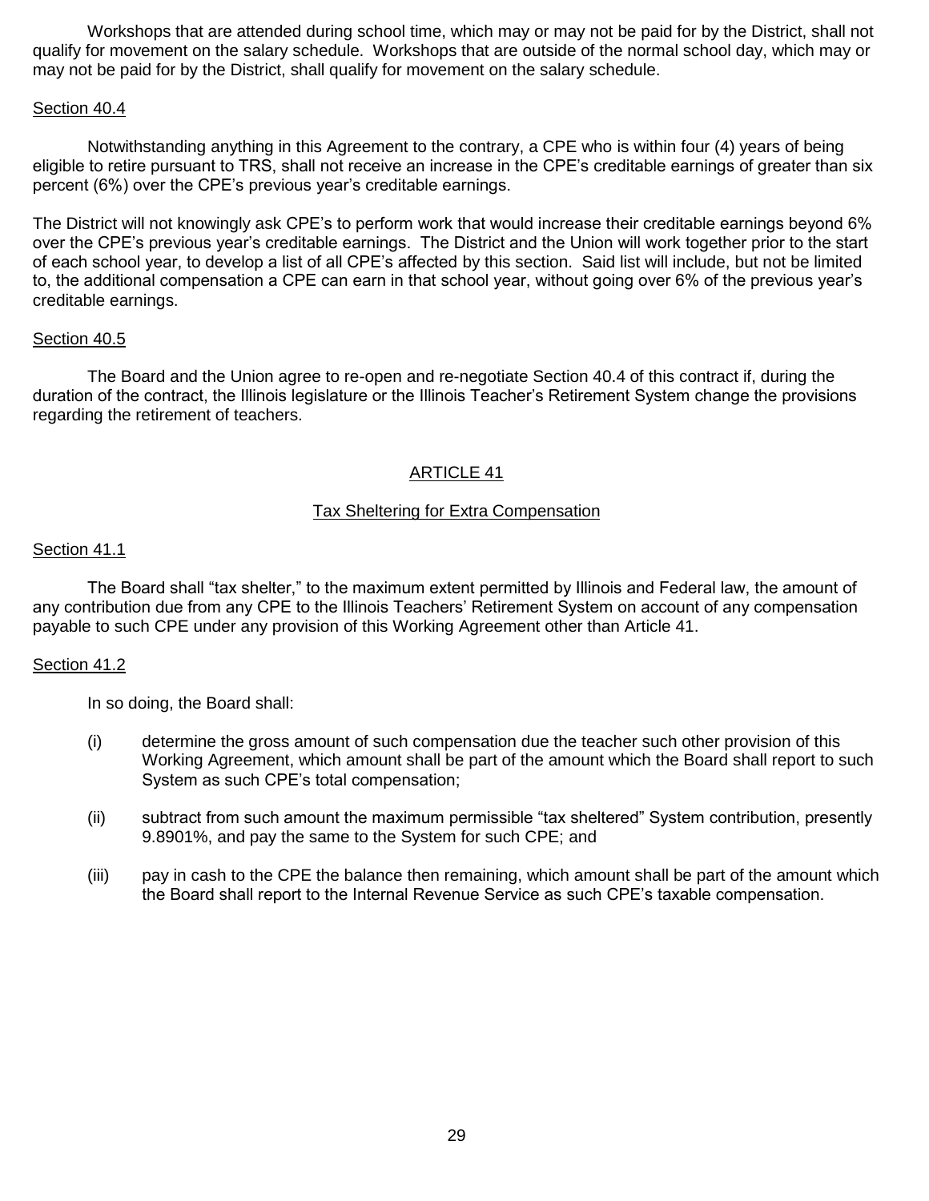Workshops that are attended during school time, which may or may not be paid for by the District, shall not qualify for movement on the salary schedule. Workshops that are outside of the normal school day, which may or may not be paid for by the District, shall qualify for movement on the salary schedule.

Section 40.4

Notwithstanding anything in this Agreement to the contrary, a CPE who is within four (4) years of being eligible to retire pursuant to TRS, shall not receive an increase in the CPE's creditable earnings of greater than six percent (6%) over the CPE's previous year's creditable earnings.

The District will not knowingly ask CPE's to perform work that would increase their creditable earnings beyond 6% over the CPE's previous year's creditable earnings. The District and the Union will work together prior to the start of each school year, to develop a list of all CPE's affected by this section. Said list will include, but not be limited to, the additional compensation a CPE can earn in that school year, without going over 6% of the previous year's creditable earnings.

Section 40.5

The Board and the Union agree to re-open and re-negotiate Section 40.4 of this contract if, during the duration of the contract, the Illinois legislature or the Illinois Teacher's Retirement System change the provisions regarding the retirement of teachers.

## ARTICLE 41

### Tax Sheltering for Extra Compensation

Section 41.1

The Board shall "tax shelter," to the maximum extent permitted by Illinois and Federal law, the amount of any contribution due from any CPE to the Illinois Teachers' Retirement System on account of any compensation payable to such CPE under any provision of this Working Agreement other than Article 41.

Section 41.2

In so doing, the Board shall:

(i) determine the gross amount of such compensation due the teacher such other provision of this Working Agreement, which amount shall be part of the amount which the Board shall report to such System as such CPE's total compensation;

(ii) subtract from such amount the maximum permissible "tax sheltered" System contribution, presently 9.8901%, and pay the same to the System for such CPE; and

(iii) pay in cash to the CPE the balance then remaining, which amount shall be part of the amount which the Board shall report to the Internal Revenue Service as such CPE's taxable compensation.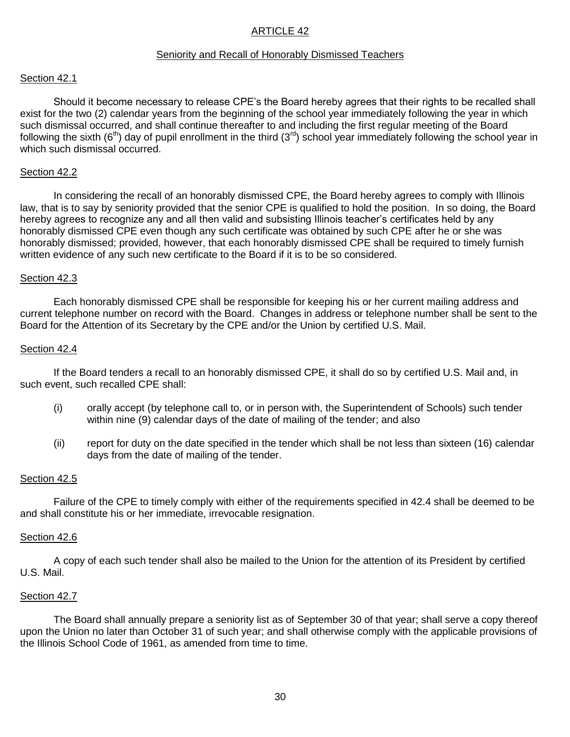## ARTICLE 42

### Seniority and Recall of Honorably Dismissed Teachers

#### Section 42.1

Should it become necessary to release CPE's the Board hereby agrees that their rights to be recalled shall exist for the two (2) calendar years from the beginning of the school year immediately following the year in which such dismissal occurred, and shall continue thereafter to and including the first regular meeting of the Board following the sixth (6th) day of pupil enrollment in the third (3rd) school year immediately following the school year in which such dismissal occurred.

#### Section 42.2

In considering the recall of an honorably dismissed CPE, the Board hereby agrees to comply with Illinois law, that is to say by seniority provided that the senior CPE is qualified to hold the position. In so doing, the Board hereby agrees to recognize any and all then valid and subsisting Illinois teacher's certificates held by any honorably dismissed CPE even though any such certificate was obtained by such CPE after he or she was honorably dismissed; provided, however, that each honorably dismissed CPE shall be required to timely furnish written evidence of any such new certificate to the Board if it is to be so considered.

#### Section 42.3

Each honorably dismissed CPE shall be responsible for keeping his or her current mailing address and current telephone number on record with the Board. Changes in address or telephone number shall be sent to the Board for the Attention of its Secretary by the CPE and/or the Union by certified U.S. Mail.

#### Section 42.4

If the Board tenders a recall to an honorably dismissed CPE, it shall do so by certified U.S. Mail and, in such event, such recalled CPE shall:

(i) orally accept (by telephone call to, or in person with, the Superintendent of Schools) such tender within nine (9) calendar days of the date of mailing of the tender; and also

(ii) report for duty on the date specified in the tender which shall be not less than sixteen (16) calendar days from the date of mailing of the tender.

#### Section 42.5

Failure of the CPE to timely comply with either of the requirements specified in 42.4 shall be deemed to be and shall constitute his or her immediate, irrevocable resignation.

#### Section 42.6

A copy of each such tender shall also be mailed to the Union for the attention of its President by certified U.S. Mail.

#### Section 42.7

The Board shall annually prepare a seniority list as of September 30 of that year; shall serve a copy thereof upon the Union no later than October 31 of such year; and shall otherwise comply with the applicable provisions of the Illinois School Code of 1961, as amended from time to time.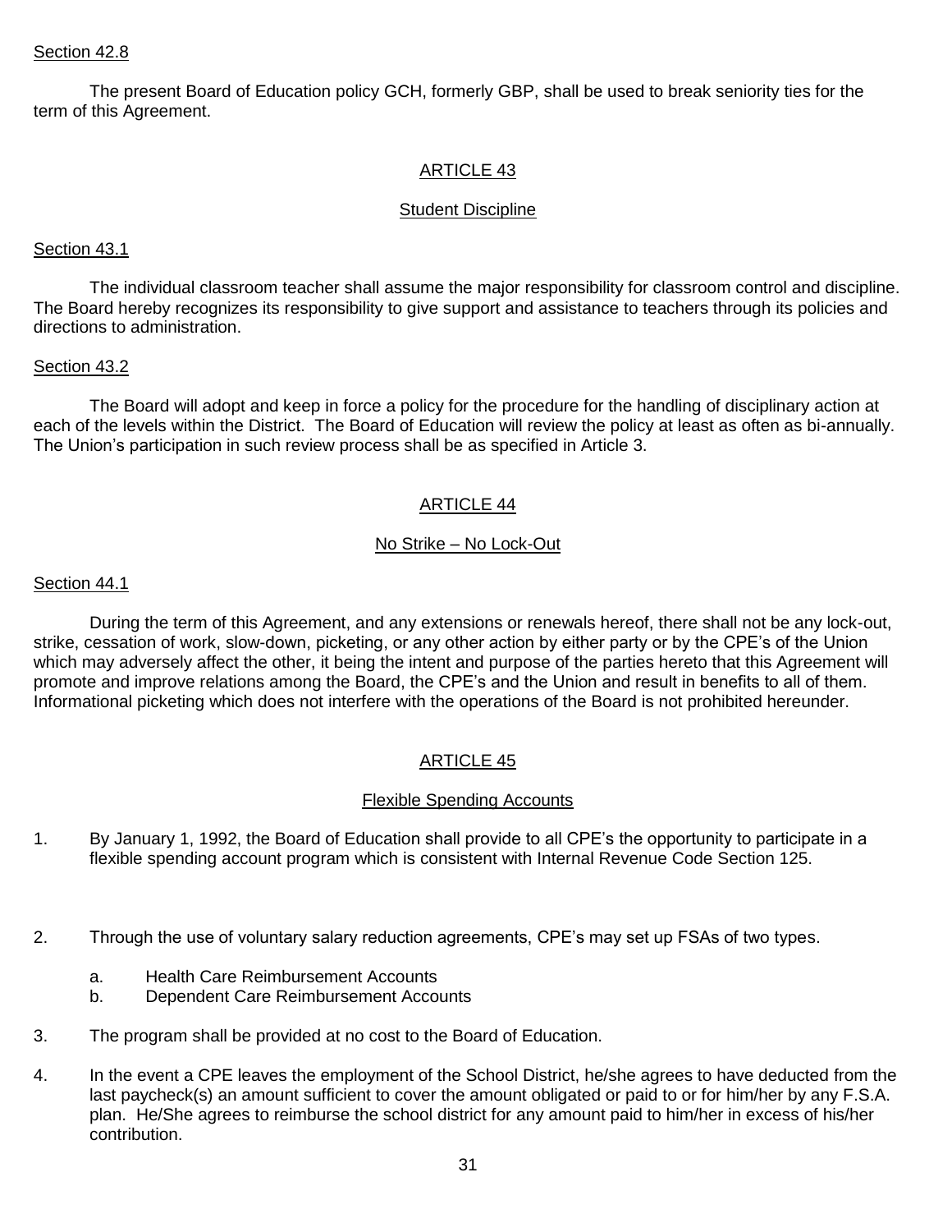Section 42.8

The present Board of Education policy GCH, formerly GBP, shall be used to break seniority ties for the term of this Agreement.

## ARTICLE 43

### Student Discipline

Section 43.1

The individual classroom teacher shall assume the major responsibility for classroom control and discipline. The Board hereby recognizes its responsibility to give support and assistance to teachers through its policies and directions to administration.

Section 43.2

The Board will adopt and keep in force a policy for the procedure for the handling of disciplinary action at each of the levels within the District. The Board of Education will review the policy at least as often as bi-annually. The Union's participation in such review process shall be as specified in Article 3.

## ARTICLE 44

### No Strike – No Lock-Out

Section 44.1

During the term of this Agreement, and any extensions or renewals hereof, there shall not be any lock-out, strike, cessation of work, slow-down, picketing, or any other action by either party or by the CPE's of the Union which may adversely affect the other, it being the intent and purpose of the parties hereto that this Agreement will promote and improve relations among the Board, the CPE's and the Union and result in benefits to all of them. Informational picketing which does not interfere with the operations of the Board is not prohibited hereunder.

## ARTICLE 45

### Flexible Spending Accounts

1. By January 1, 1992, the Board of Education shall provide to all CPE's the opportunity to participate in a flexible spending account program which is consistent with Internal Revenue Code Section 125.

2. Through the use of voluntary salary reduction agreements, CPE's may set up FSAs of two types.
   a. Health Care Reimbursement Accounts
   b. Dependent Care Reimbursement Accounts

3. The program shall be provided at no cost to the Board of Education.

4. In the event a CPE leaves the employment of the School District, he/she agrees to have deducted from the last paycheck(s) an amount sufficient to cover the amount obligated or paid to or for him/her by any F.S.A. plan. He/She agrees to reimburse the school district for any amount paid to him/her in excess of his/her contribution.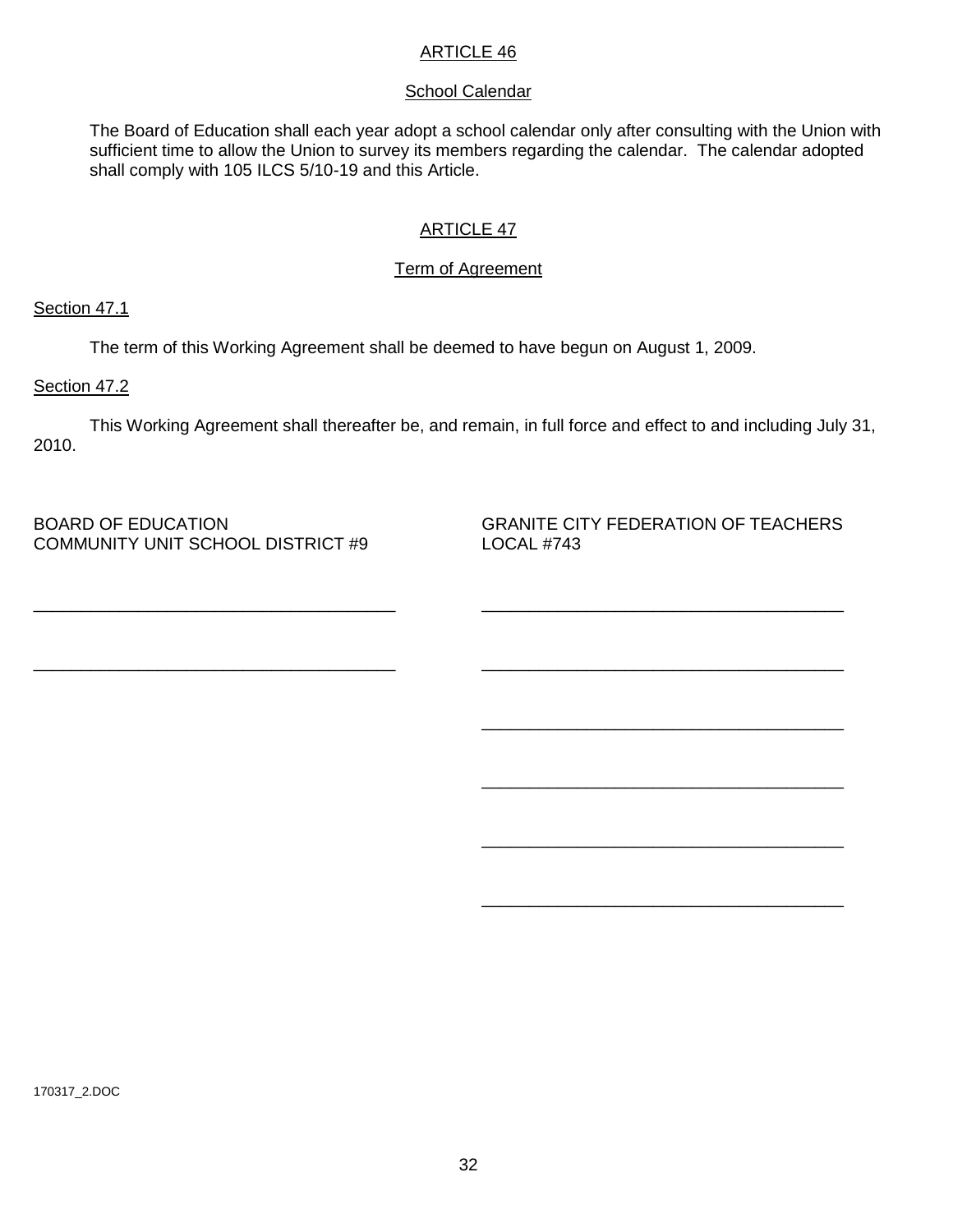## ARTICLE 46

### School Calendar

The Board of Education shall each year adopt a school calendar only after consulting with the Union with sufficient time to allow the Union to survey its members regarding the calendar. The calendar adopted shall comply with 105 ILCS 5/10-19 and this Article.

## ARTICLE 47

### Term of Agreement

Section 47.1

The term of this Working Agreement shall be deemed to have begun on August 1, 2009.

Section 47.2

This Working Agreement shall thereafter be, and remain, in full force and effect to and including July 31, 2010.

| BOARD OF EDUCATION<br>COMMUNITY UNIT SCHOOL DISTRICT #9 | GRANITE CITY FEDERATION OF TEACHERS<br>LOCAL #743 |
| --- | --- |
| ______________________________ | ______________________________ |
| ______________________________ | ______________________________ |
| | ______________________________ |
| | ______________________________ |
| | ______________________________ |
| | ______________________________ |

170317_2.DOC